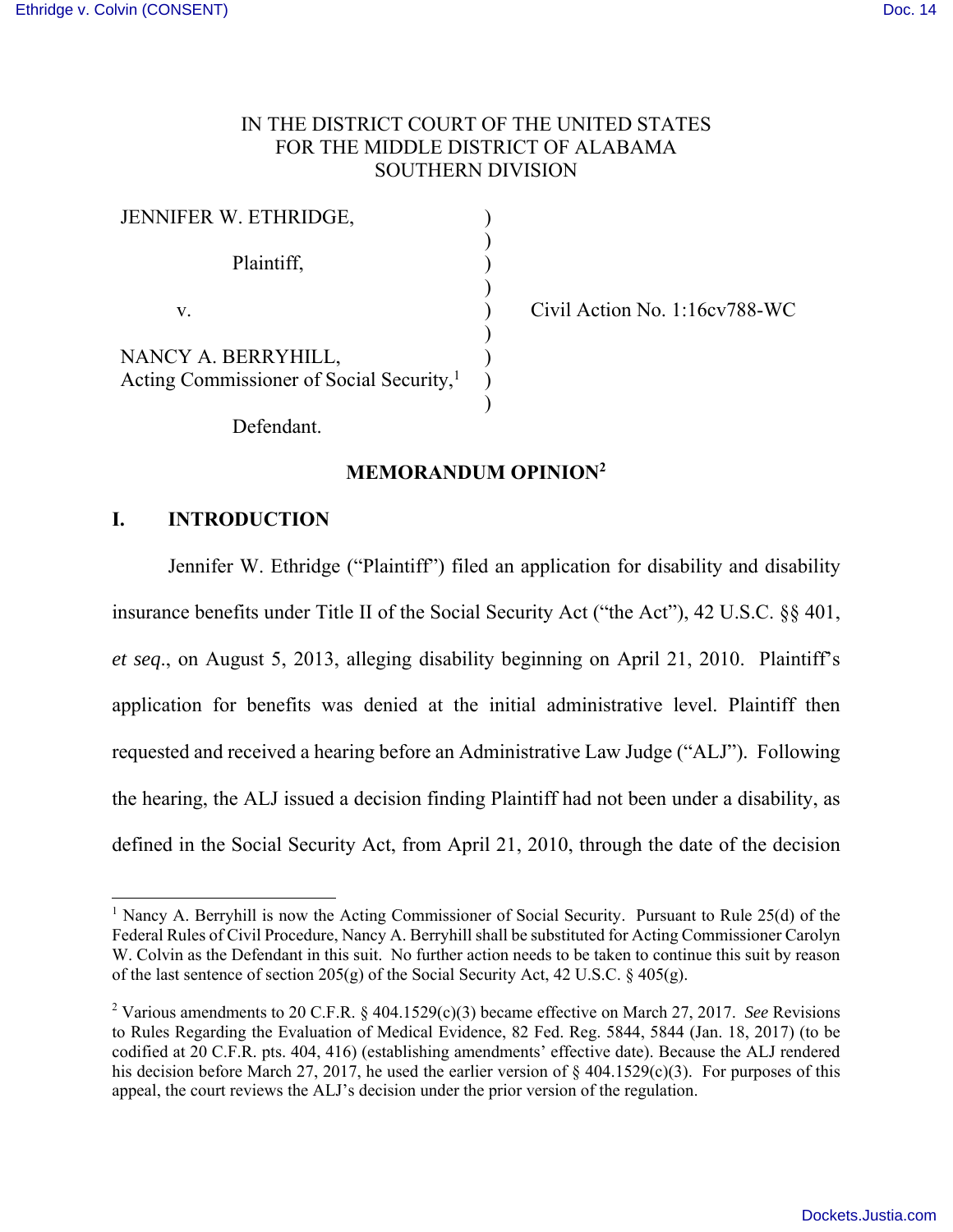IN THE DISTRICT COURT OF THE UNITED STATES
FOR THE MIDDLE DISTRICT OF ALABAMA
SOUTHERN DIVISION

JENNIFER W. ETHRIDGE,

Plaintiff,

v.

NANCY A. BERRYHILL,
Acting Commissioner of Social Security,[1]

Defendant.

Civil Action No. 1:16cv788-WC

## MEMORANDUM OPINION[2]

## I. INTRODUCTION

Jennifer W. Ethridge ("Plaintiff") filed an application for disability and disability insurance benefits under Title II of the Social Security Act ("the Act"), 42 U.S.C. §§ 401, *et seq*., on August 5, 2013, alleging disability beginning on April 21, 2010. Plaintiff's application for benefits was denied at the initial administrative level. Plaintiff then requested and received a hearing before an Administrative Law Judge ("ALJ"). Following the hearing, the ALJ issued a decision finding Plaintiff had not been under a disability, as defined in the Social Security Act, from April 21, 2010, through the date of the decision

---

[1] Nancy A. Berryhill is now the Acting Commissioner of Social Security. Pursuant to Rule 25(d) of the Federal Rules of Civil Procedure, Nancy A. Berryhill shall be substituted for Acting Commissioner Carolyn W. Colvin as the Defendant in this suit. No further action needs to be taken to continue this suit by reason of the last sentence of section 205(g) of the Social Security Act, 42 U.S.C. § 405(g).

[2] Various amendments to 20 C.F.R. § 404.1529(c)(3) became effective on March 27, 2017. *See* Revisions to Rules Regarding the Evaluation of Medical Evidence, 82 Fed. Reg. 5844, 5844 (Jan. 18, 2017) (to be codified at 20 C.F.R. pts. 404, 416) (establishing amendments' effective date). Because the ALJ rendered his decision before March 27, 2017, he used the earlier version of § 404.1529(c)(3). For purposes of this appeal, the court reviews the ALJ's decision under the prior version of the regulation.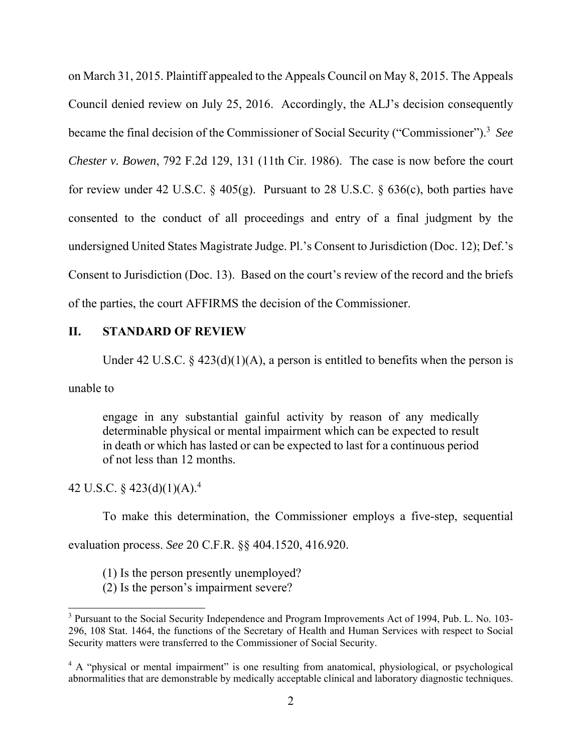on March 31, 2015. Plaintiff appealed to the Appeals Council on May 8, 2015. The Appeals Council denied review on July 25, 2016. Accordingly, the ALJ's decision consequently became the final decision of the Commissioner of Social Security ("Commissioner").[3] *See Chester v. Bowen*, 792 F.2d 129, 131 (11th Cir. 1986). The case is now before the court for review under 42 U.S.C. § 405(g). Pursuant to 28 U.S.C. § 636(c), both parties have consented to the conduct of all proceedings and entry of a final judgment by the undersigned United States Magistrate Judge. Pl.'s Consent to Jurisdiction (Doc. 12); Def.'s Consent to Jurisdiction (Doc. 13). Based on the court's review of the record and the briefs of the parties, the court AFFIRMS the decision of the Commissioner.

## II. STANDARD OF REVIEW

Under 42 U.S.C. § 423(d)(1)(A), a person is entitled to benefits when the person is unable to

> engage in any substantial gainful activity by reason of any medically determinable physical or mental impairment which can be expected to result in death or which has lasted or can be expected to last for a continuous period of not less than 12 months.

42 U.S.C. § 423(d)(1)(A).[4]

To make this determination, the Commissioner employs a five-step, sequential evaluation process. *See* 20 C.F.R. §§ 404.1520, 416.920.

> (1) Is the person presently unemployed?
> (2) Is the person's impairment severe?

---

[3] Pursuant to the Social Security Independence and Program Improvements Act of 1994, Pub. L. No. 103-296, 108 Stat. 1464, the functions of the Secretary of Health and Human Services with respect to Social Security matters were transferred to the Commissioner of Social Security.

[4] A "physical or mental impairment" is one resulting from anatomical, physiological, or psychological abnormalities that are demonstrable by medically acceptable clinical and laboratory diagnostic techniques.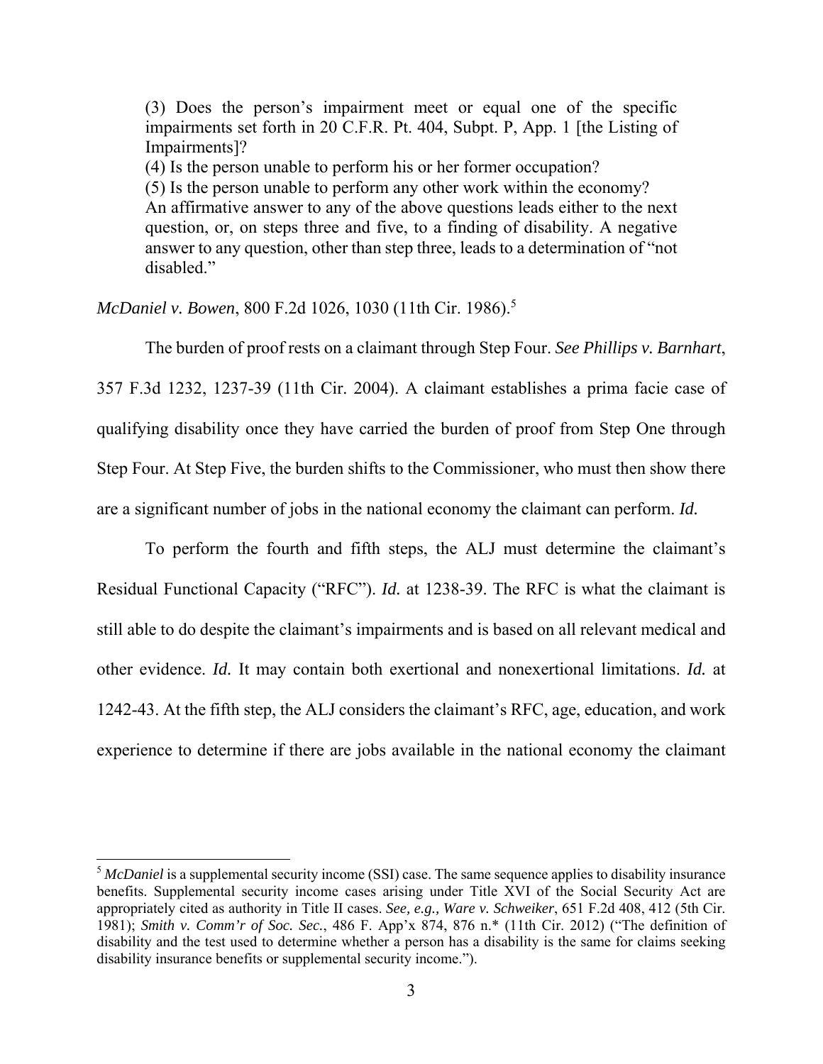> (3) Does the person's impairment meet or equal one of the specific impairments set forth in 20 C.F.R. Pt. 404, Subpt. P, App. 1 [the Listing of Impairments]?
> (4) Is the person unable to perform his or her former occupation?
> (5) Is the person unable to perform any other work within the economy?
> An affirmative answer to any of the above questions leads either to the next question, or, on steps three and five, to a finding of disability. A negative answer to any question, other than step three, leads to a determination of "not disabled."

*McDaniel v. Bowen*, 800 F.2d 1026, 1030 (11th Cir. 1986).[5]

The burden of proof rests on a claimant through Step Four. *See Phillips v. Barnhart*, 357 F.3d 1232, 1237-39 (11th Cir. 2004). A claimant establishes a prima facie case of qualifying disability once they have carried the burden of proof from Step One through Step Four. At Step Five, the burden shifts to the Commissioner, who must then show there are a significant number of jobs in the national economy the claimant can perform. *Id.*

To perform the fourth and fifth steps, the ALJ must determine the claimant's Residual Functional Capacity ("RFC"). *Id.* at 1238-39. The RFC is what the claimant is still able to do despite the claimant's impairments and is based on all relevant medical and other evidence. *Id.* It may contain both exertional and nonexertional limitations. *Id.* at 1242-43. At the fifth step, the ALJ considers the claimant's RFC, age, education, and work experience to determine if there are jobs available in the national economy the claimant

---

[5] *McDaniel* is a supplemental security income (SSI) case. The same sequence applies to disability insurance benefits. Supplemental security income cases arising under Title XVI of the Social Security Act are appropriately cited as authority in Title II cases. *See, e.g., Ware v. Schweiker*, 651 F.2d 408, 412 (5th Cir. 1981); *Smith v. Comm'r of Soc. Sec.*, 486 F. App'x 874, 876 n.* (11th Cir. 2012) ("The definition of disability and the test used to determine whether a person has a disability is the same for claims seeking disability insurance benefits or supplemental security income.").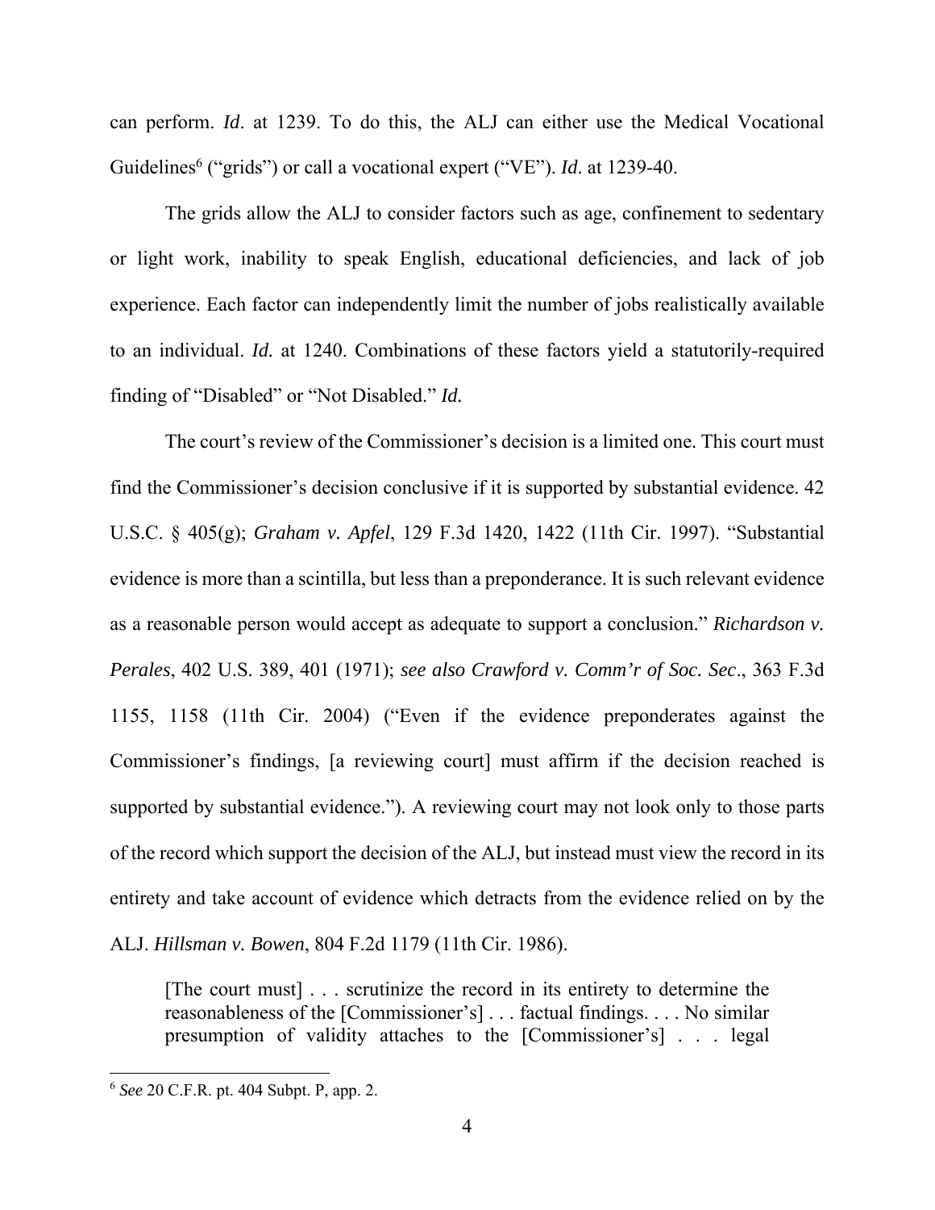can perform. *Id*. at 1239. To do this, the ALJ can either use the Medical Vocational Guidelines[6] ("grids") or call a vocational expert ("VE"). *Id*. at 1239-40.

The grids allow the ALJ to consider factors such as age, confinement to sedentary or light work, inability to speak English, educational deficiencies, and lack of job experience. Each factor can independently limit the number of jobs realistically available to an individual. *Id.* at 1240. Combinations of these factors yield a statutorily-required finding of "Disabled" or "Not Disabled." *Id.*

The court's review of the Commissioner's decision is a limited one. This court must find the Commissioner's decision conclusive if it is supported by substantial evidence. 42 U.S.C. § 405(g); *Graham v. Apfel*, 129 F.3d 1420, 1422 (11th Cir. 1997). "Substantial evidence is more than a scintilla, but less than a preponderance. It is such relevant evidence as a reasonable person would accept as adequate to support a conclusion." *Richardson v. Perales*, 402 U.S. 389, 401 (1971); *see also Crawford v. Comm'r of Soc. Sec*., 363 F.3d 1155, 1158 (11th Cir. 2004) ("Even if the evidence preponderates against the Commissioner's findings, [a reviewing court] must affirm if the decision reached is supported by substantial evidence."). A reviewing court may not look only to those parts of the record which support the decision of the ALJ, but instead must view the record in its entirety and take account of evidence which detracts from the evidence relied on by the ALJ. *Hillsman v. Bowen*, 804 F.2d 1179 (11th Cir. 1986).

> [The court must] . . . scrutinize the record in its entirety to determine the reasonableness of the [Commissioner's] . . . factual findings. . . . No similar presumption of validity attaches to the [Commissioner's] . . . legal

---

[6] *See* 20 C.F.R. pt. 404 Subpt. P, app. 2.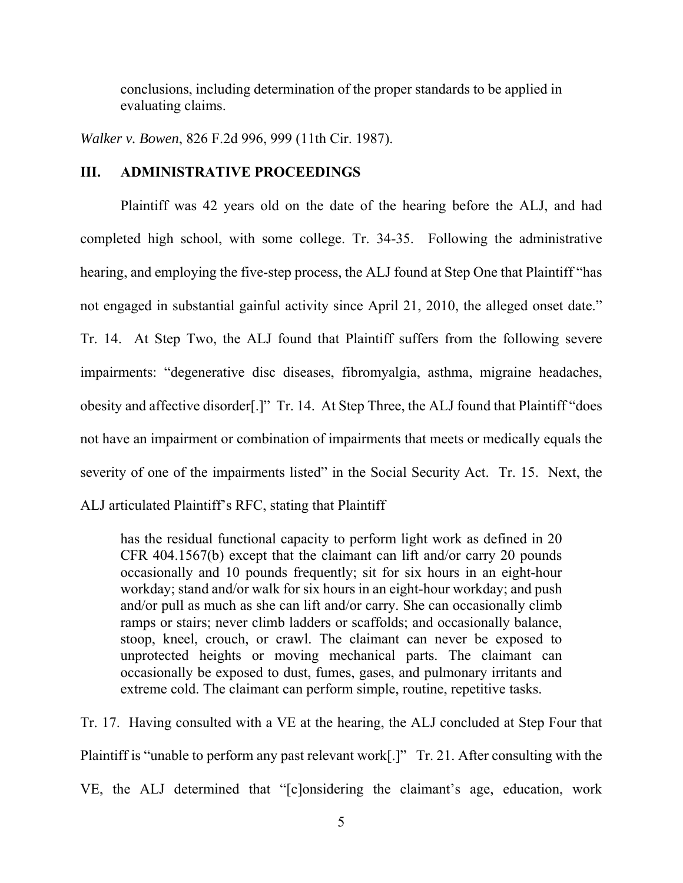> conclusions, including determination of the proper standards to be applied in evaluating claims.

*Walker v. Bowen*, 826 F.2d 996, 999 (11th Cir. 1987).

## III. ADMINISTRATIVE PROCEEDINGS

Plaintiff was 42 years old on the date of the hearing before the ALJ, and had completed high school, with some college. Tr. 34-35. Following the administrative hearing, and employing the five-step process, the ALJ found at Step One that Plaintiff "has not engaged in substantial gainful activity since April 21, 2010, the alleged onset date." Tr. 14. At Step Two, the ALJ found that Plaintiff suffers from the following severe impairments: "degenerative disc diseases, fibromyalgia, asthma, migraine headaches, obesity and affective disorder[.]" Tr. 14. At Step Three, the ALJ found that Plaintiff "does not have an impairment or combination of impairments that meets or medically equals the severity of one of the impairments listed" in the Social Security Act. Tr. 15. Next, the ALJ articulated Plaintiff's RFC, stating that Plaintiff

> has the residual functional capacity to perform light work as defined in 20 CFR 404.1567(b) except that the claimant can lift and/or carry 20 pounds occasionally and 10 pounds frequently; sit for six hours in an eight-hour workday; stand and/or walk for six hours in an eight-hour workday; and push and/or pull as much as she can lift and/or carry. She can occasionally climb ramps or stairs; never climb ladders or scaffolds; and occasionally balance, stoop, kneel, crouch, or crawl. The claimant can never be exposed to unprotected heights or moving mechanical parts. The claimant can occasionally be exposed to dust, fumes, gases, and pulmonary irritants and extreme cold. The claimant can perform simple, routine, repetitive tasks.

Tr. 17. Having consulted with a VE at the hearing, the ALJ concluded at Step Four that Plaintiff is "unable to perform any past relevant work[.]" Tr. 21. After consulting with the VE, the ALJ determined that "[c]onsidering the claimant's age, education, work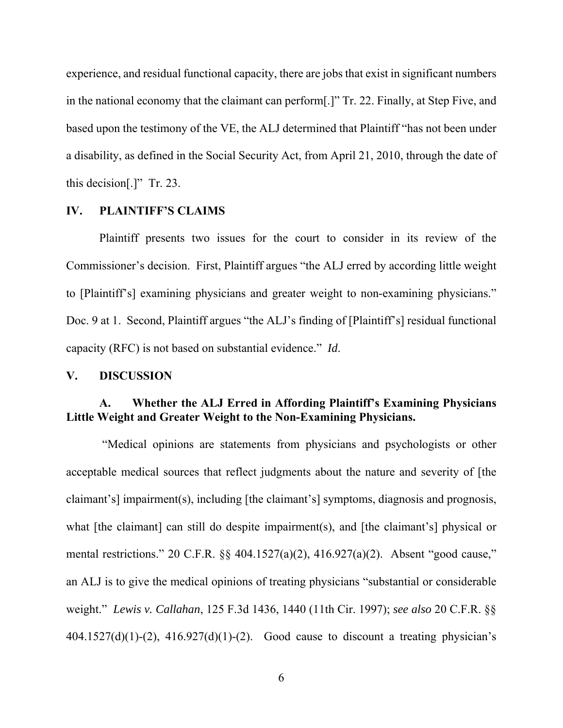experience, and residual functional capacity, there are jobs that exist in significant numbers in the national economy that the claimant can perform[.]" Tr. 22. Finally, at Step Five, and based upon the testimony of the VE, the ALJ determined that Plaintiff "has not been under a disability, as defined in the Social Security Act, from April 21, 2010, through the date of this decision[.]" Tr. 23.

## IV. PLAINTIFF'S CLAIMS

Plaintiff presents two issues for the court to consider in its review of the Commissioner's decision. First, Plaintiff argues "the ALJ erred by according little weight to [Plaintiff's] examining physicians and greater weight to non-examining physicians." Doc. 9 at 1. Second, Plaintiff argues "the ALJ's finding of [Plaintiff's] residual functional capacity (RFC) is not based on substantial evidence." *Id*.

## V. DISCUSSION

### A. Whether the ALJ Erred in Affording Plaintiff's Examining Physicians Little Weight and Greater Weight to the Non-Examining Physicians.

"Medical opinions are statements from physicians and psychologists or other acceptable medical sources that reflect judgments about the nature and severity of [the claimant's] impairment(s), including [the claimant's] symptoms, diagnosis and prognosis, what [the claimant] can still do despite impairment(s), and [the claimant's] physical or mental restrictions." 20 C.F.R. §§ 404.1527(a)(2), 416.927(a)(2). Absent "good cause," an ALJ is to give the medical opinions of treating physicians "substantial or considerable weight." *Lewis v. Callahan*, 125 F.3d 1436, 1440 (11th Cir. 1997); *see also* 20 C.F.R. §§ 404.1527(d)(1)-(2), 416.927(d)(1)-(2). Good cause to discount a treating physician's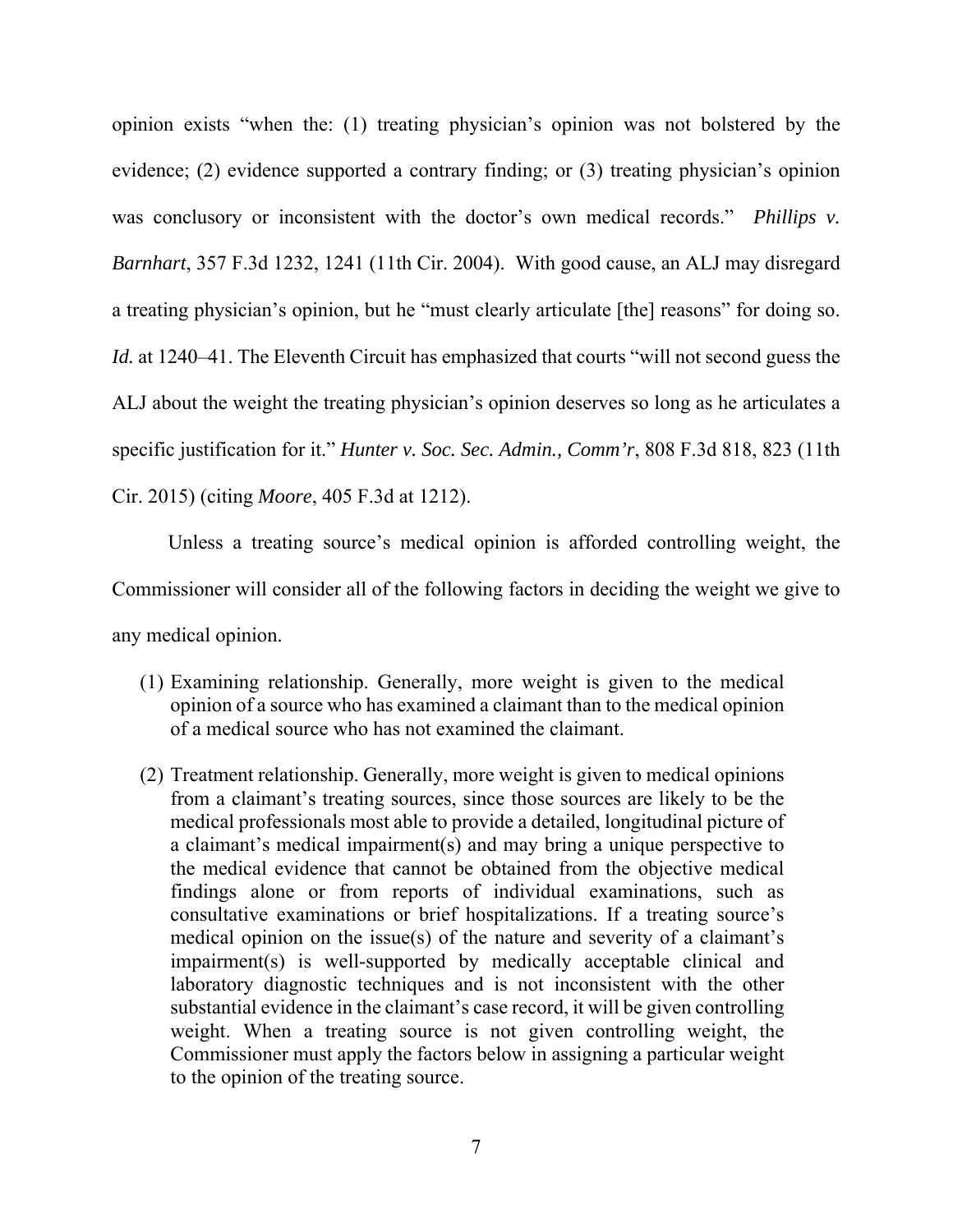opinion exists "when the: (1) treating physician's opinion was not bolstered by the evidence; (2) evidence supported a contrary finding; or (3) treating physician's opinion was conclusory or inconsistent with the doctor's own medical records." *Phillips v. Barnhart*, 357 F.3d 1232, 1241 (11th Cir. 2004). With good cause, an ALJ may disregard a treating physician's opinion, but he "must clearly articulate [the] reasons" for doing so. *Id.* at 1240–41. The Eleventh Circuit has emphasized that courts "will not second guess the ALJ about the weight the treating physician's opinion deserves so long as he articulates a specific justification for it." *Hunter v. Soc. Sec. Admin., Comm'r*, 808 F.3d 818, 823 (11th Cir. 2015) (citing *Moore*, 405 F.3d at 1212).

Unless a treating source's medical opinion is afforded controlling weight, the Commissioner will consider all of the following factors in deciding the weight we give to any medical opinion.

> (1) Examining relationship. Generally, more weight is given to the medical opinion of a source who has examined a claimant than to the medical opinion of a medical source who has not examined the claimant.
>
> (2) Treatment relationship. Generally, more weight is given to medical opinions from a claimant's treating sources, since those sources are likely to be the medical professionals most able to provide a detailed, longitudinal picture of a claimant's medical impairment(s) and may bring a unique perspective to the medical evidence that cannot be obtained from the objective medical findings alone or from reports of individual examinations, such as consultative examinations or brief hospitalizations. If a treating source's medical opinion on the issue(s) of the nature and severity of a claimant's impairment(s) is well-supported by medically acceptable clinical and laboratory diagnostic techniques and is not inconsistent with the other substantial evidence in the claimant's case record, it will be given controlling weight. When a treating source is not given controlling weight, the Commissioner must apply the factors below in assigning a particular weight to the opinion of the treating source.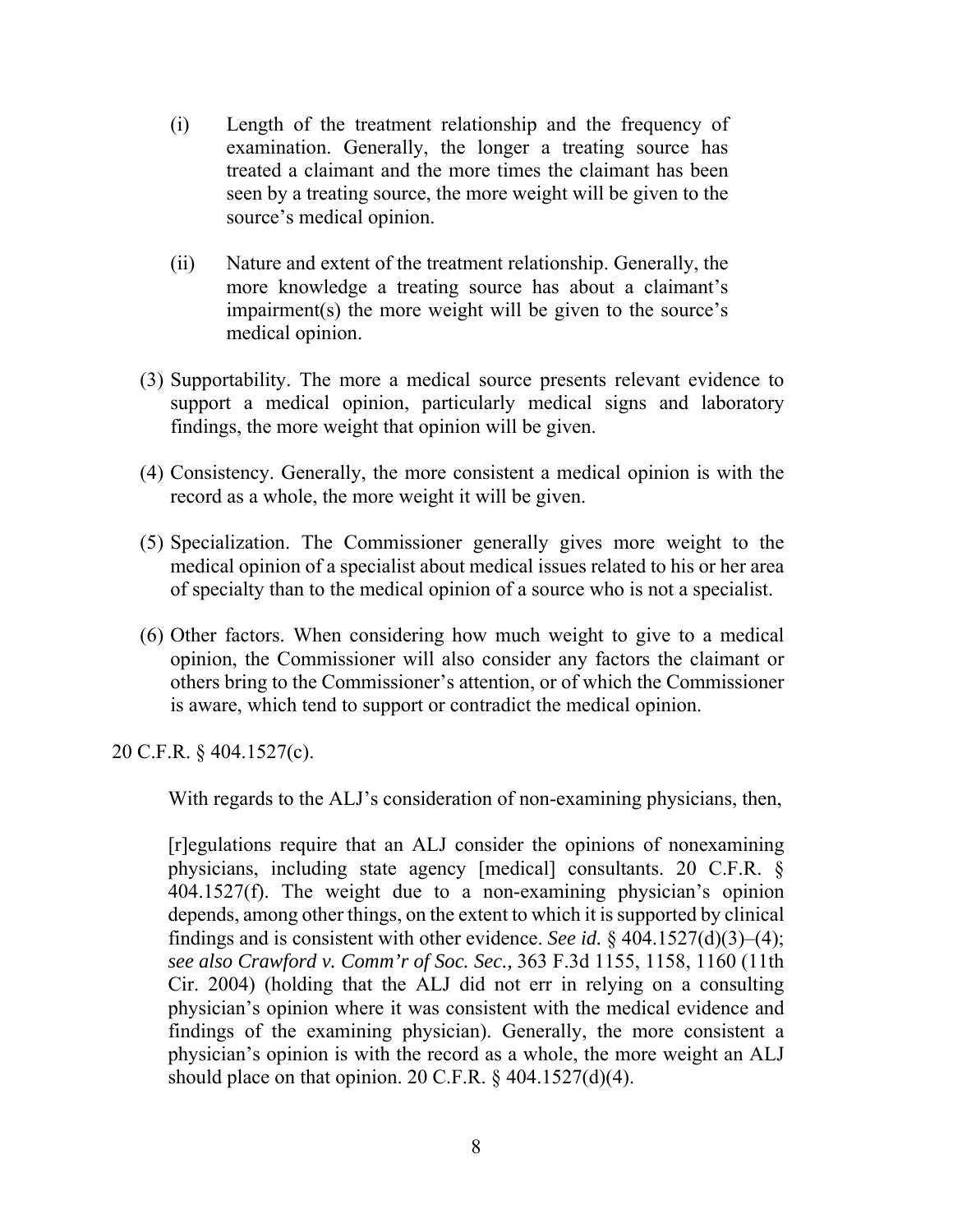(i) Length of the treatment relationship and the frequency of examination. Generally, the longer a treating source has treated a claimant and the more times the claimant has been seen by a treating source, the more weight will be given to the source's medical opinion.

(ii) Nature and extent of the treatment relationship. Generally, the more knowledge a treating source has about a claimant's impairment(s) the more weight will be given to the source's medical opinion.

(3) Supportability. The more a medical source presents relevant evidence to support a medical opinion, particularly medical signs and laboratory findings, the more weight that opinion will be given.

(4) Consistency. Generally, the more consistent a medical opinion is with the record as a whole, the more weight it will be given.

(5) Specialization. The Commissioner generally gives more weight to the medical opinion of a specialist about medical issues related to his or her area of specialty than to the medical opinion of a source who is not a specialist.

(6) Other factors. When considering how much weight to give to a medical opinion, the Commissioner will also consider any factors the claimant or others bring to the Commissioner's attention, or of which the Commissioner is aware, which tend to support or contradict the medical opinion.

20 C.F.R. § 404.1527(c).

With regards to the ALJ's consideration of non-examining physicians, then,

> [r]egulations require that an ALJ consider the opinions of nonexamining physicians, including state agency [medical] consultants. 20 C.F.R. § 404.1527(f). The weight due to a non-examining physician's opinion depends, among other things, on the extent to which it is supported by clinical findings and is consistent with other evidence. *See id.* § 404.1527(d)(3)–(4); *see also Crawford v. Comm'r of Soc. Sec.,* 363 F.3d 1155, 1158, 1160 (11th Cir. 2004) (holding that the ALJ did not err in relying on a consulting physician's opinion where it was consistent with the medical evidence and findings of the examining physician). Generally, the more consistent a physician's opinion is with the record as a whole, the more weight an ALJ should place on that opinion. 20 C.F.R. § 404.1527(d)(4).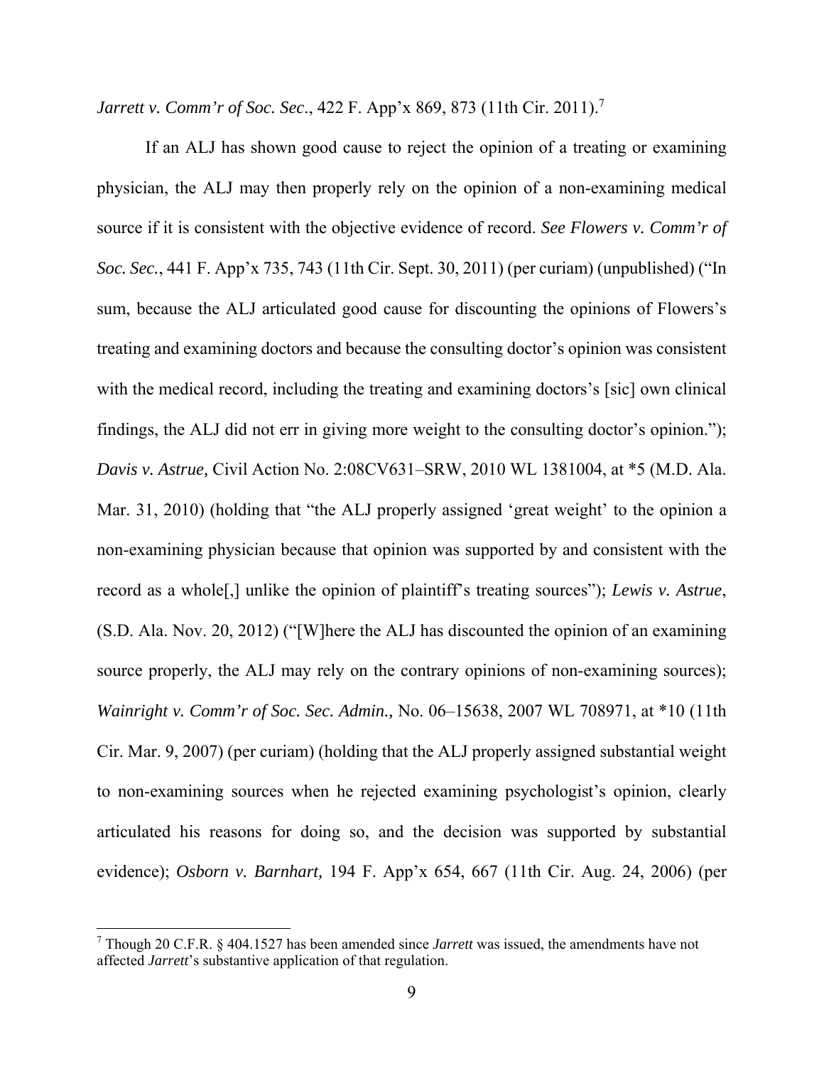*Jarrett v. Comm'r of Soc. Sec*., 422 F. App'x 869, 873 (11th Cir. 2011).[7]

If an ALJ has shown good cause to reject the opinion of a treating or examining physician, the ALJ may then properly rely on the opinion of a non-examining medical source if it is consistent with the objective evidence of record. *See Flowers v. Comm'r of Soc. Sec.*, 441 F. App'x 735, 743 (11th Cir. Sept. 30, 2011) (per curiam) (unpublished) ("In sum, because the ALJ articulated good cause for discounting the opinions of Flowers's treating and examining doctors and because the consulting doctor's opinion was consistent with the medical record, including the treating and examining doctors's [sic] own clinical findings, the ALJ did not err in giving more weight to the consulting doctor's opinion."); *Davis v. Astrue,* Civil Action No. 2:08CV631–SRW, 2010 WL 1381004, at *5 (M.D. Ala. Mar. 31, 2010) (holding that "the ALJ properly assigned 'great weight' to the opinion a non-examining physician because that opinion was supported by and consistent with the record as a whole[,] unlike the opinion of plaintiff's treating sources"); *Lewis v. Astrue*, (S.D. Ala. Nov. 20, 2012) ("[W]here the ALJ has discounted the opinion of an examining source properly, the ALJ may rely on the contrary opinions of non-examining sources); *Wainright v. Comm'r of Soc. Sec. Admin.,* No. 06–15638, 2007 WL 708971, at *10 (11th Cir. Mar. 9, 2007) (per curiam) (holding that the ALJ properly assigned substantial weight to non-examining sources when he rejected examining psychologist's opinion, clearly articulated his reasons for doing so, and the decision was supported by substantial evidence); *Osborn v. Barnhart,* 194 F. App'x 654, 667 (11th Cir. Aug. 24, 2006) (per

[7] Though 20 C.F.R. § 404.1527 has been amended since *Jarrett* was issued, the amendments have not affected *Jarrett*'s substantive application of that regulation.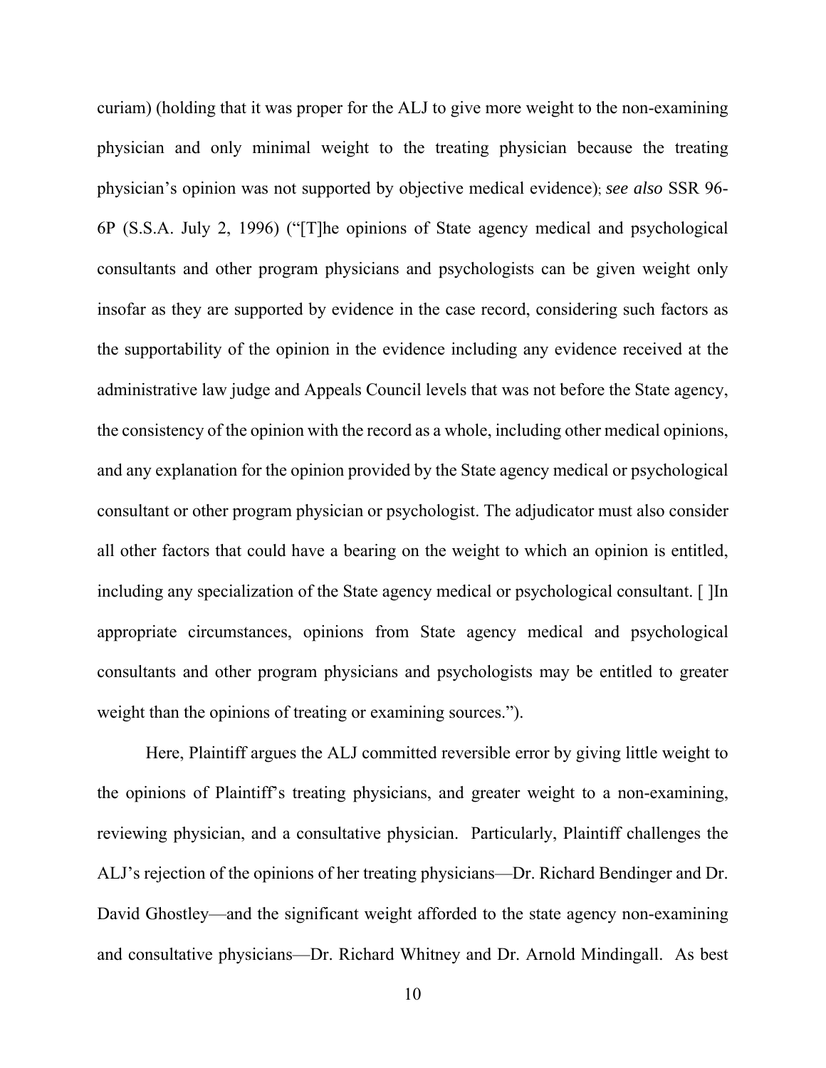curiam) (holding that it was proper for the ALJ to give more weight to the non-examining physician and only minimal weight to the treating physician because the treating physician's opinion was not supported by objective medical evidence); *see also* SSR 96-6P (S.S.A. July 2, 1996) ("[T]he opinions of State agency medical and psychological consultants and other program physicians and psychologists can be given weight only insofar as they are supported by evidence in the case record, considering such factors as the supportability of the opinion in the evidence including any evidence received at the administrative law judge and Appeals Council levels that was not before the State agency, the consistency of the opinion with the record as a whole, including other medical opinions, and any explanation for the opinion provided by the State agency medical or psychological consultant or other program physician or psychologist. The adjudicator must also consider all other factors that could have a bearing on the weight to which an opinion is entitled, including any specialization of the State agency medical or psychological consultant. [ ]In appropriate circumstances, opinions from State agency medical and psychological consultants and other program physicians and psychologists may be entitled to greater weight than the opinions of treating or examining sources.").

Here, Plaintiff argues the ALJ committed reversible error by giving little weight to the opinions of Plaintiff's treating physicians, and greater weight to a non-examining, reviewing physician, and a consultative physician. Particularly, Plaintiff challenges the ALJ's rejection of the opinions of her treating physicians—Dr. Richard Bendinger and Dr. David Ghostley—and the significant weight afforded to the state agency non-examining and consultative physicians—Dr. Richard Whitney and Dr. Arnold Mindingall. As best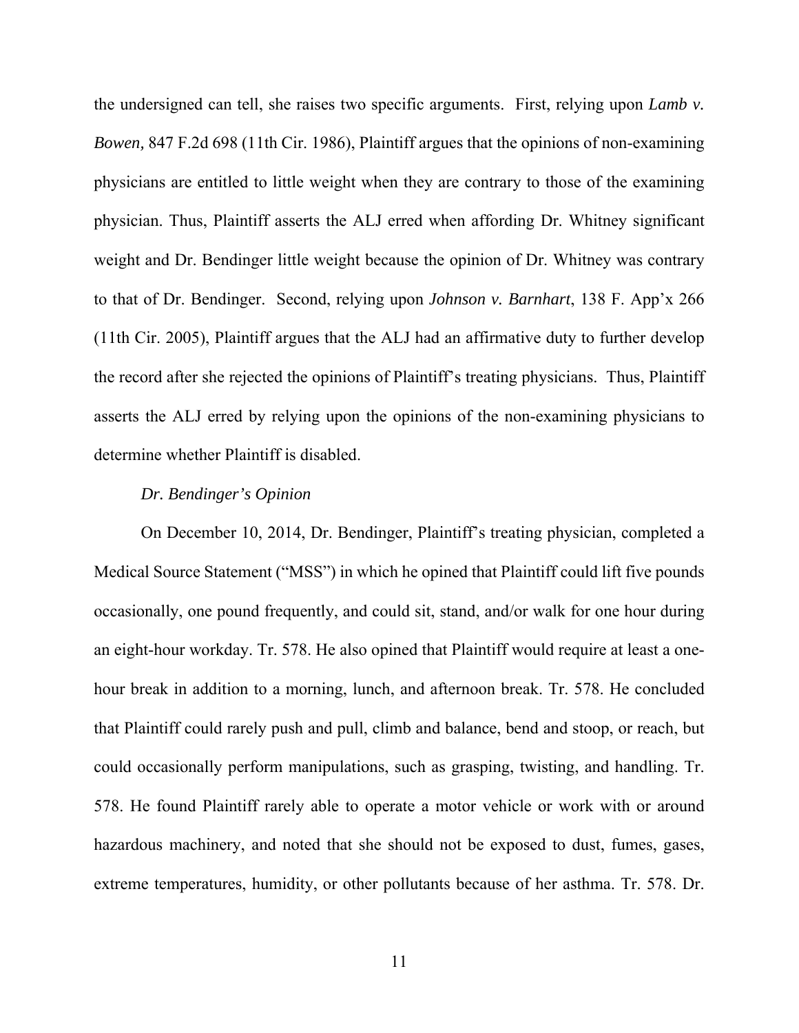the undersigned can tell, she raises two specific arguments. First, relying upon *Lamb v. Bowen,* 847 F.2d 698 (11th Cir. 1986), Plaintiff argues that the opinions of non-examining physicians are entitled to little weight when they are contrary to those of the examining physician. Thus, Plaintiff asserts the ALJ erred when affording Dr. Whitney significant weight and Dr. Bendinger little weight because the opinion of Dr. Whitney was contrary to that of Dr. Bendinger. Second, relying upon *Johnson v. Barnhart*, 138 F. App'x 266 (11th Cir. 2005), Plaintiff argues that the ALJ had an affirmative duty to further develop the record after she rejected the opinions of Plaintiff's treating physicians. Thus, Plaintiff asserts the ALJ erred by relying upon the opinions of the non-examining physicians to determine whether Plaintiff is disabled.

*Dr. Bendinger's Opinion*

On December 10, 2014, Dr. Bendinger, Plaintiff's treating physician, completed a Medical Source Statement ("MSS") in which he opined that Plaintiff could lift five pounds occasionally, one pound frequently, and could sit, stand, and/or walk for one hour during an eight-hour workday. Tr. 578. He also opined that Plaintiff would require at least a one-hour break in addition to a morning, lunch, and afternoon break. Tr. 578. He concluded that Plaintiff could rarely push and pull, climb and balance, bend and stoop, or reach, but could occasionally perform manipulations, such as grasping, twisting, and handling. Tr. 578. He found Plaintiff rarely able to operate a motor vehicle or work with or around hazardous machinery, and noted that she should not be exposed to dust, fumes, gases, extreme temperatures, humidity, or other pollutants because of her asthma. Tr. 578. Dr.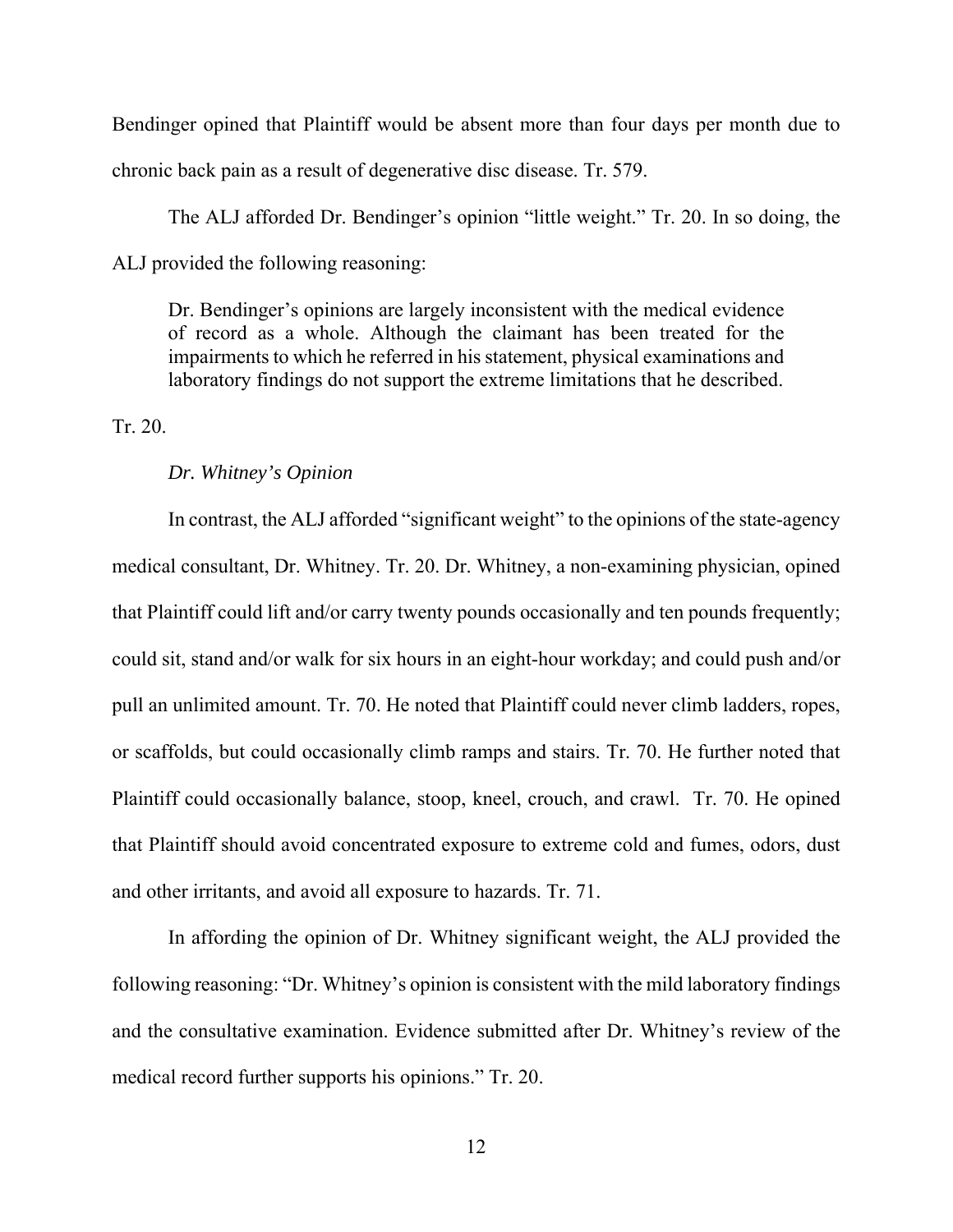Bendinger opined that Plaintiff would be absent more than four days per month due to chronic back pain as a result of degenerative disc disease. Tr. 579.

The ALJ afforded Dr. Bendinger's opinion "little weight." Tr. 20. In so doing, the ALJ provided the following reasoning:

> Dr. Bendinger's opinions are largely inconsistent with the medical evidence of record as a whole. Although the claimant has been treated for the impairments to which he referred in his statement, physical examinations and laboratory findings do not support the extreme limitations that he described.

Tr. 20.

*Dr. Whitney's Opinion*

In contrast, the ALJ afforded "significant weight" to the opinions of the state-agency medical consultant, Dr. Whitney. Tr. 20. Dr. Whitney, a non-examining physician, opined that Plaintiff could lift and/or carry twenty pounds occasionally and ten pounds frequently; could sit, stand and/or walk for six hours in an eight-hour workday; and could push and/or pull an unlimited amount. Tr. 70. He noted that Plaintiff could never climb ladders, ropes, or scaffolds, but could occasionally climb ramps and stairs. Tr. 70. He further noted that Plaintiff could occasionally balance, stoop, kneel, crouch, and crawl. Tr. 70. He opined that Plaintiff should avoid concentrated exposure to extreme cold and fumes, odors, dust and other irritants, and avoid all exposure to hazards. Tr. 71.

In affording the opinion of Dr. Whitney significant weight, the ALJ provided the following reasoning: "Dr. Whitney's opinion is consistent with the mild laboratory findings and the consultative examination. Evidence submitted after Dr. Whitney's review of the medical record further supports his opinions." Tr. 20.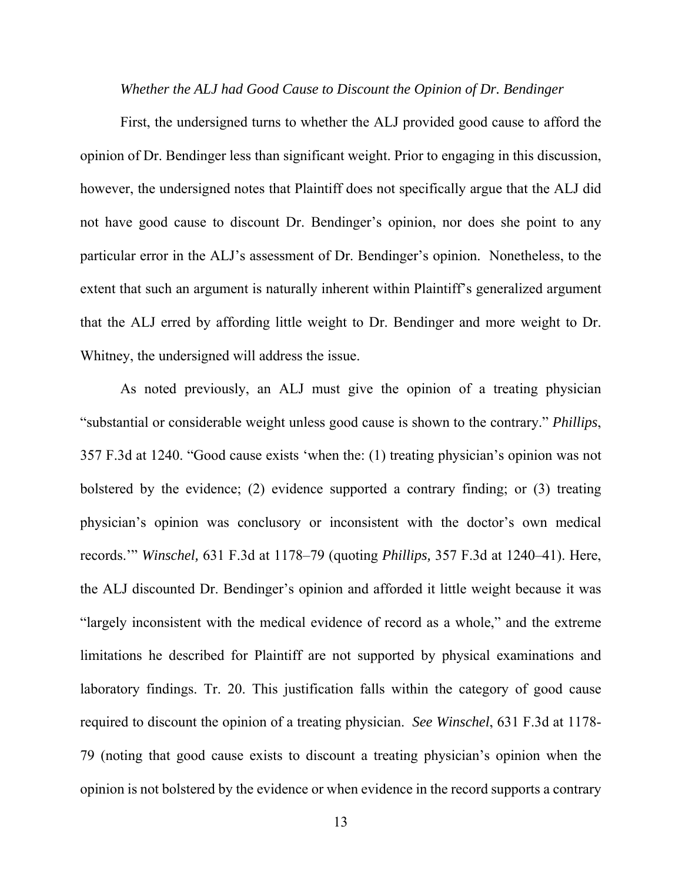*Whether the ALJ had Good Cause to Discount the Opinion of Dr. Bendinger*

First, the undersigned turns to whether the ALJ provided good cause to afford the opinion of Dr. Bendinger less than significant weight. Prior to engaging in this discussion, however, the undersigned notes that Plaintiff does not specifically argue that the ALJ did not have good cause to discount Dr. Bendinger's opinion, nor does she point to any particular error in the ALJ's assessment of Dr. Bendinger's opinion. Nonetheless, to the extent that such an argument is naturally inherent within Plaintiff's generalized argument that the ALJ erred by affording little weight to Dr. Bendinger and more weight to Dr. Whitney, the undersigned will address the issue.

As noted previously, an ALJ must give the opinion of a treating physician "substantial or considerable weight unless good cause is shown to the contrary." *Phillips*, 357 F.3d at 1240. "Good cause exists 'when the: (1) treating physician's opinion was not bolstered by the evidence; (2) evidence supported a contrary finding; or (3) treating physician's opinion was conclusory or inconsistent with the doctor's own medical records.'" *Winschel,* 631 F.3d at 1178–79 (quoting *Phillips,* 357 F.3d at 1240–41). Here, the ALJ discounted Dr. Bendinger's opinion and afforded it little weight because it was "largely inconsistent with the medical evidence of record as a whole," and the extreme limitations he described for Plaintiff are not supported by physical examinations and laboratory findings. Tr. 20. This justification falls within the category of good cause required to discount the opinion of a treating physician. *See Winschel*, 631 F.3d at 1178-79 (noting that good cause exists to discount a treating physician's opinion when the opinion is not bolstered by the evidence or when evidence in the record supports a contrary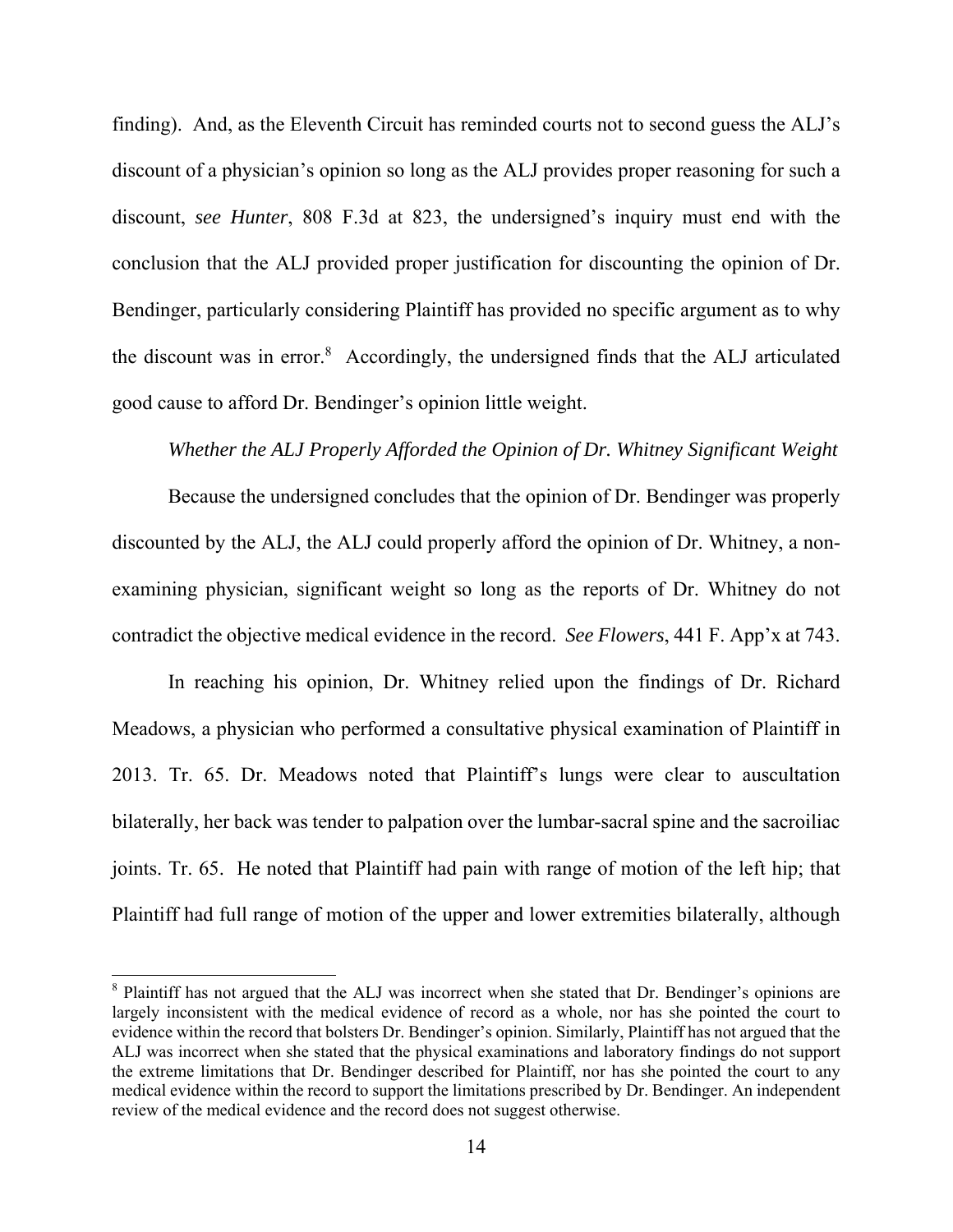finding). And, as the Eleventh Circuit has reminded courts not to second guess the ALJ's discount of a physician's opinion so long as the ALJ provides proper reasoning for such a discount, *see Hunter*, 808 F.3d at 823, the undersigned's inquiry must end with the conclusion that the ALJ provided proper justification for discounting the opinion of Dr. Bendinger, particularly considering Plaintiff has provided no specific argument as to why the discount was in error.[8] Accordingly, the undersigned finds that the ALJ articulated good cause to afford Dr. Bendinger's opinion little weight.

*Whether the ALJ Properly Afforded the Opinion of Dr. Whitney Significant Weight*

Because the undersigned concludes that the opinion of Dr. Bendinger was properly discounted by the ALJ, the ALJ could properly afford the opinion of Dr. Whitney, a non-examining physician, significant weight so long as the reports of Dr. Whitney do not contradict the objective medical evidence in the record. *See Flowers*, 441 F. App'x at 743.

In reaching his opinion, Dr. Whitney relied upon the findings of Dr. Richard Meadows, a physician who performed a consultative physical examination of Plaintiff in 2013. Tr. 65. Dr. Meadows noted that Plaintiff's lungs were clear to auscultation bilaterally, her back was tender to palpation over the lumbar-sacral spine and the sacroiliac joints. Tr. 65. He noted that Plaintiff had pain with range of motion of the left hip; that Plaintiff had full range of motion of the upper and lower extremities bilaterally, although

---

[8] Plaintiff has not argued that the ALJ was incorrect when she stated that Dr. Bendinger's opinions are largely inconsistent with the medical evidence of record as a whole, nor has she pointed the court to evidence within the record that bolsters Dr. Bendinger's opinion. Similarly, Plaintiff has not argued that the ALJ was incorrect when she stated that the physical examinations and laboratory findings do not support the extreme limitations that Dr. Bendinger described for Plaintiff, nor has she pointed the court to any medical evidence within the record to support the limitations prescribed by Dr. Bendinger. An independent review of the medical evidence and the record does not suggest otherwise.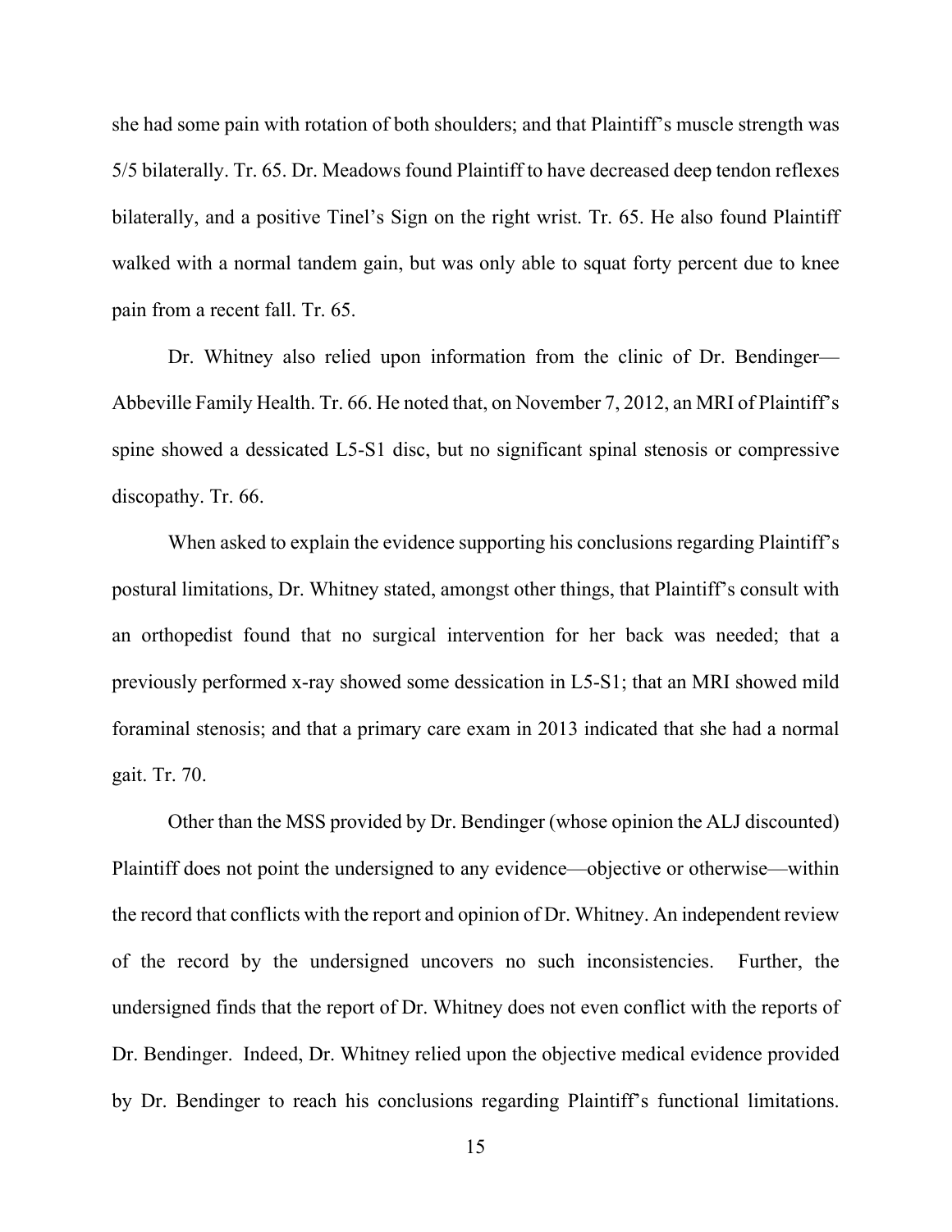she had some pain with rotation of both shoulders; and that Plaintiff's muscle strength was 5/5 bilaterally. Tr. 65. Dr. Meadows found Plaintiff to have decreased deep tendon reflexes bilaterally, and a positive Tinel's Sign on the right wrist. Tr. 65. He also found Plaintiff walked with a normal tandem gain, but was only able to squat forty percent due to knee pain from a recent fall. Tr. 65.

Dr. Whitney also relied upon information from the clinic of Dr. Bendinger—Abbeville Family Health. Tr. 66. He noted that, on November 7, 2012, an MRI of Plaintiff's spine showed a dessicated L5-S1 disc, but no significant spinal stenosis or compressive discopathy. Tr. 66.

When asked to explain the evidence supporting his conclusions regarding Plaintiff's postural limitations, Dr. Whitney stated, amongst other things, that Plaintiff's consult with an orthopedist found that no surgical intervention for her back was needed; that a previously performed x-ray showed some dessication in L5-S1; that an MRI showed mild foraminal stenosis; and that a primary care exam in 2013 indicated that she had a normal gait. Tr. 70.

Other than the MSS provided by Dr. Bendinger (whose opinion the ALJ discounted) Plaintiff does not point the undersigned to any evidence—objective or otherwise—within the record that conflicts with the report and opinion of Dr. Whitney. An independent review of the record by the undersigned uncovers no such inconsistencies. Further, the undersigned finds that the report of Dr. Whitney does not even conflict with the reports of Dr. Bendinger. Indeed, Dr. Whitney relied upon the objective medical evidence provided by Dr. Bendinger to reach his conclusions regarding Plaintiff's functional limitations.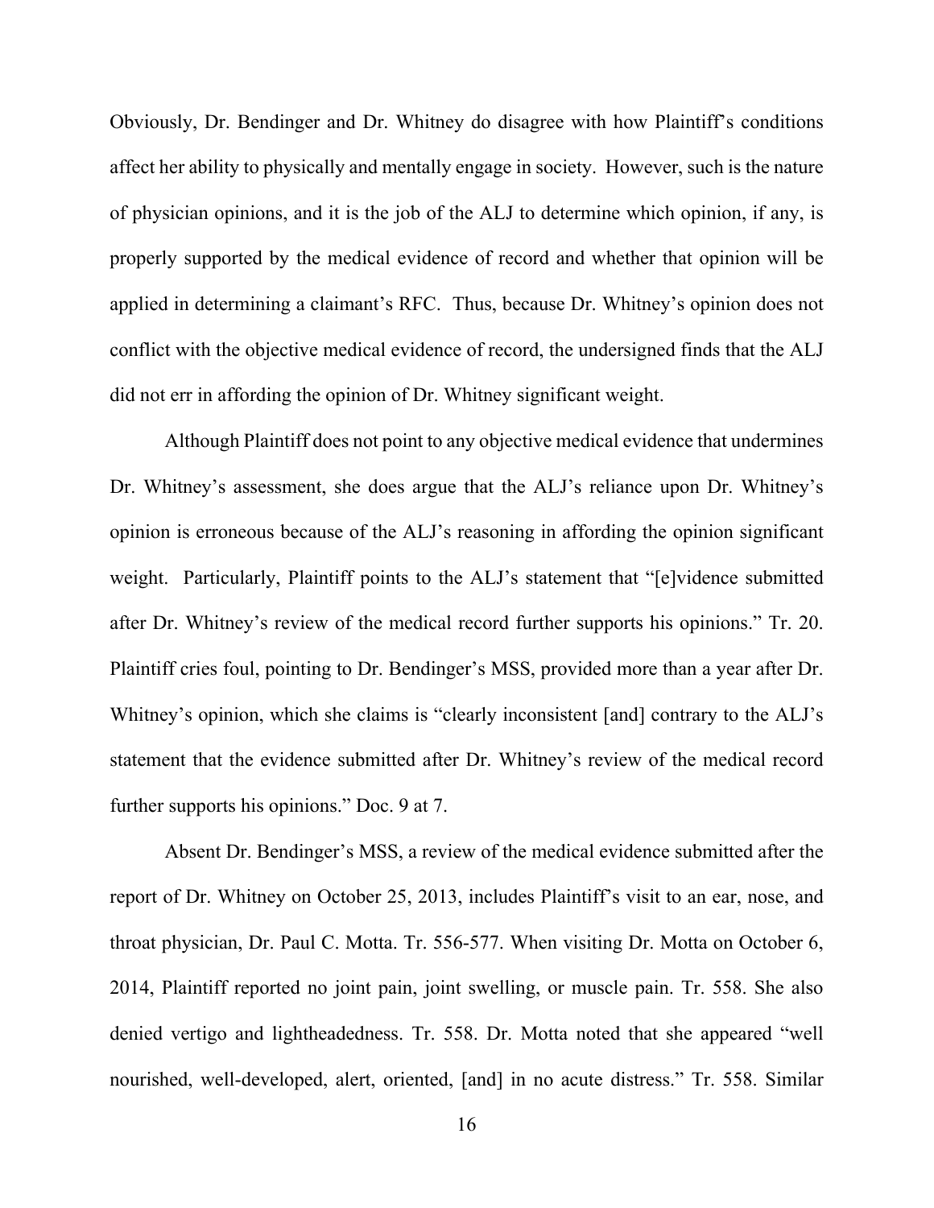Obviously, Dr. Bendinger and Dr. Whitney do disagree with how Plaintiff's conditions affect her ability to physically and mentally engage in society. However, such is the nature of physician opinions, and it is the job of the ALJ to determine which opinion, if any, is properly supported by the medical evidence of record and whether that opinion will be applied in determining a claimant's RFC. Thus, because Dr. Whitney's opinion does not conflict with the objective medical evidence of record, the undersigned finds that the ALJ did not err in affording the opinion of Dr. Whitney significant weight.

Although Plaintiff does not point to any objective medical evidence that undermines Dr. Whitney's assessment, she does argue that the ALJ's reliance upon Dr. Whitney's opinion is erroneous because of the ALJ's reasoning in affording the opinion significant weight. Particularly, Plaintiff points to the ALJ's statement that "[e]vidence submitted after Dr. Whitney's review of the medical record further supports his opinions." Tr. 20. Plaintiff cries foul, pointing to Dr. Bendinger's MSS, provided more than a year after Dr. Whitney's opinion, which she claims is "clearly inconsistent [and] contrary to the ALJ's statement that the evidence submitted after Dr. Whitney's review of the medical record further supports his opinions." Doc. 9 at 7.

Absent Dr. Bendinger's MSS, a review of the medical evidence submitted after the report of Dr. Whitney on October 25, 2013, includes Plaintiff's visit to an ear, nose, and throat physician, Dr. Paul C. Motta. Tr. 556-577. When visiting Dr. Motta on October 6, 2014, Plaintiff reported no joint pain, joint swelling, or muscle pain. Tr. 558. She also denied vertigo and lightheadedness. Tr. 558. Dr. Motta noted that she appeared "well nourished, well-developed, alert, oriented, [and] in no acute distress." Tr. 558. Similar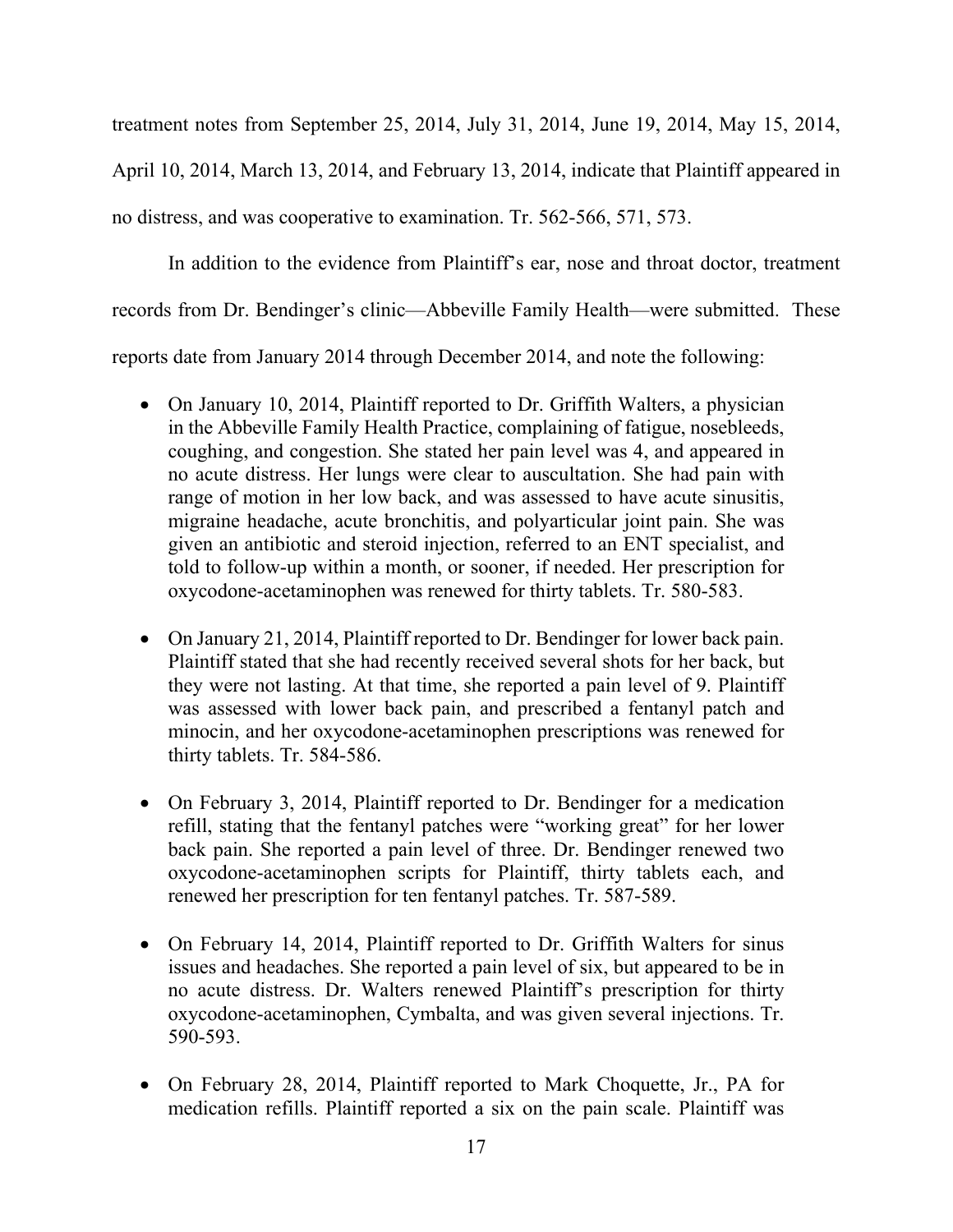treatment notes from September 25, 2014, July 31, 2014, June 19, 2014, May 15, 2014, April 10, 2014, March 13, 2014, and February 13, 2014, indicate that Plaintiff appeared in no distress, and was cooperative to examination. Tr. 562-566, 571, 573.

In addition to the evidence from Plaintiff's ear, nose and throat doctor, treatment records from Dr. Bendinger's clinic—Abbeville Family Health—were submitted. These reports date from January 2014 through December 2014, and note the following:

- On January 10, 2014, Plaintiff reported to Dr. Griffith Walters, a physician in the Abbeville Family Health Practice, complaining of fatigue, nosebleeds, coughing, and congestion. She stated her pain level was 4, and appeared in no acute distress. Her lungs were clear to auscultation. She had pain with range of motion in her low back, and was assessed to have acute sinusitis, migraine headache, acute bronchitis, and polyarticular joint pain. She was given an antibiotic and steroid injection, referred to an ENT specialist, and told to follow-up within a month, or sooner, if needed. Her prescription for oxycodone-acetaminophen was renewed for thirty tablets. Tr. 580-583.

- On January 21, 2014, Plaintiff reported to Dr. Bendinger for lower back pain. Plaintiff stated that she had recently received several shots for her back, but they were not lasting. At that time, she reported a pain level of 9. Plaintiff was assessed with lower back pain, and prescribed a fentanyl patch and minocin, and her oxycodone-acetaminophen prescriptions was renewed for thirty tablets. Tr. 584-586.

- On February 3, 2014, Plaintiff reported to Dr. Bendinger for a medication refill, stating that the fentanyl patches were "working great" for her lower back pain. She reported a pain level of three. Dr. Bendinger renewed two oxycodone-acetaminophen scripts for Plaintiff, thirty tablets each, and renewed her prescription for ten fentanyl patches. Tr. 587-589.

- On February 14, 2014, Plaintiff reported to Dr. Griffith Walters for sinus issues and headaches. She reported a pain level of six, but appeared to be in no acute distress. Dr. Walters renewed Plaintiff's prescription for thirty oxycodone-acetaminophen, Cymbalta, and was given several injections. Tr. 590-593.

- On February 28, 2014, Plaintiff reported to Mark Choquette, Jr., PA for medication refills. Plaintiff reported a six on the pain scale. Plaintiff was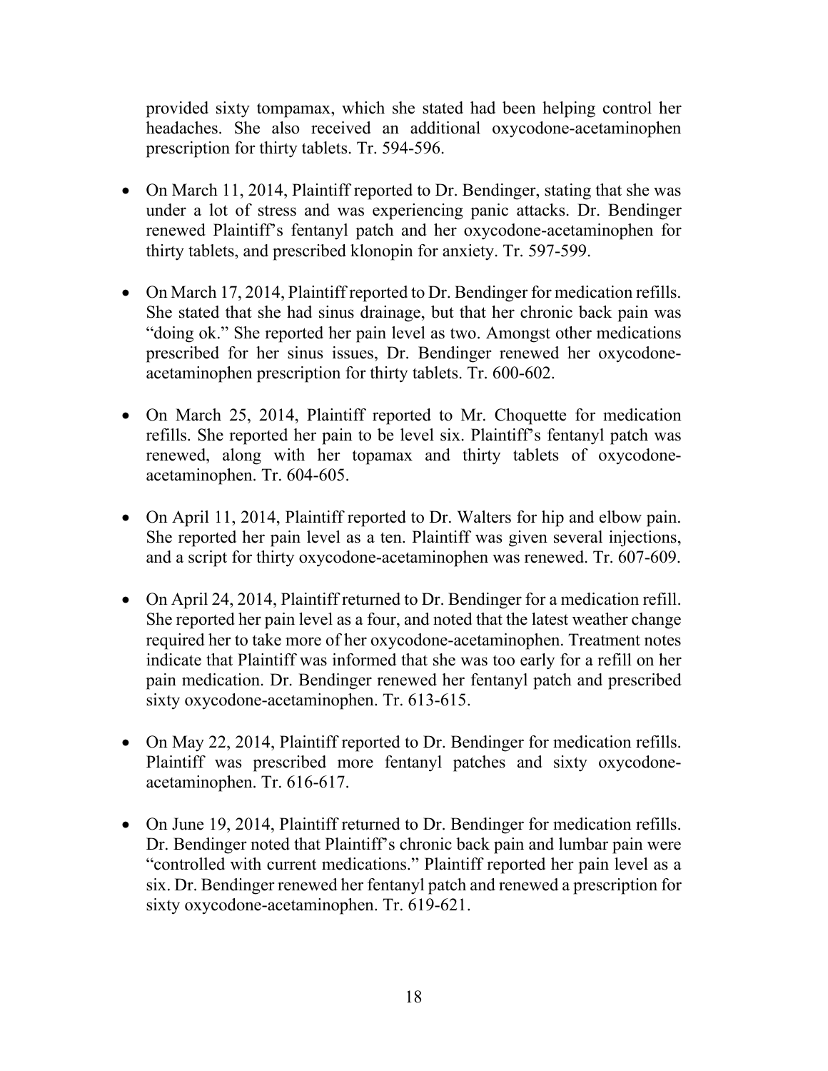provided sixty tompamax, which she stated had been helping control her headaches. She also received an additional oxycodone-acetaminophen prescription for thirty tablets. Tr. 594-596.

- On March 11, 2014, Plaintiff reported to Dr. Bendinger, stating that she was under a lot of stress and was experiencing panic attacks. Dr. Bendinger renewed Plaintiff's fentanyl patch and her oxycodone-acetaminophen for thirty tablets, and prescribed klonopin for anxiety. Tr. 597-599.

- On March 17, 2014, Plaintiff reported to Dr. Bendinger for medication refills. She stated that she had sinus drainage, but that her chronic back pain was "doing ok." She reported her pain level as two. Amongst other medications prescribed for her sinus issues, Dr. Bendinger renewed her oxycodone-acetaminophen prescription for thirty tablets. Tr. 600-602.

- On March 25, 2014, Plaintiff reported to Mr. Choquette for medication refills. She reported her pain to be level six. Plaintiff's fentanyl patch was renewed, along with her topamax and thirty tablets of oxycodone-acetaminophen. Tr. 604-605.

- On April 11, 2014, Plaintiff reported to Dr. Walters for hip and elbow pain. She reported her pain level as a ten. Plaintiff was given several injections, and a script for thirty oxycodone-acetaminophen was renewed. Tr. 607-609.

- On April 24, 2014, Plaintiff returned to Dr. Bendinger for a medication refill. She reported her pain level as a four, and noted that the latest weather change required her to take more of her oxycodone-acetaminophen. Treatment notes indicate that Plaintiff was informed that she was too early for a refill on her pain medication. Dr. Bendinger renewed her fentanyl patch and prescribed sixty oxycodone-acetaminophen. Tr. 613-615.

- On May 22, 2014, Plaintiff reported to Dr. Bendinger for medication refills. Plaintiff was prescribed more fentanyl patches and sixty oxycodone-acetaminophen. Tr. 616-617.

- On June 19, 2014, Plaintiff returned to Dr. Bendinger for medication refills. Dr. Bendinger noted that Plaintiff's chronic back pain and lumbar pain were "controlled with current medications." Plaintiff reported her pain level as a six. Dr. Bendinger renewed her fentanyl patch and renewed a prescription for sixty oxycodone-acetaminophen. Tr. 619-621.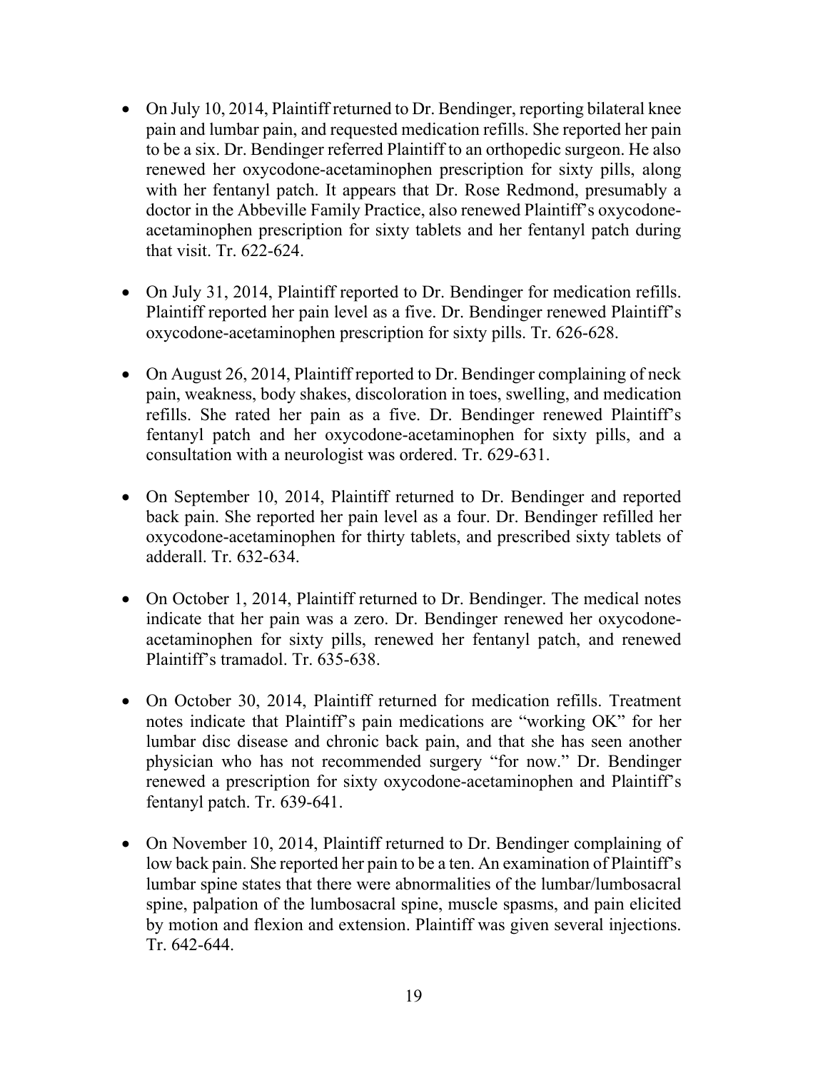- On July 10, 2014, Plaintiff returned to Dr. Bendinger, reporting bilateral knee pain and lumbar pain, and requested medication refills. She reported her pain to be a six. Dr. Bendinger referred Plaintiff to an orthopedic surgeon. He also renewed her oxycodone-acetaminophen prescription for sixty pills, along with her fentanyl patch. It appears that Dr. Rose Redmond, presumably a doctor in the Abbeville Family Practice, also renewed Plaintiff's oxycodone-acetaminophen prescription for sixty tablets and her fentanyl patch during that visit. Tr. 622-624.

- On July 31, 2014, Plaintiff reported to Dr. Bendinger for medication refills. Plaintiff reported her pain level as a five. Dr. Bendinger renewed Plaintiff's oxycodone-acetaminophen prescription for sixty pills. Tr. 626-628.

- On August 26, 2014, Plaintiff reported to Dr. Bendinger complaining of neck pain, weakness, body shakes, discoloration in toes, swelling, and medication refills. She rated her pain as a five. Dr. Bendinger renewed Plaintiff's fentanyl patch and her oxycodone-acetaminophen for sixty pills, and a consultation with a neurologist was ordered. Tr. 629-631.

- On September 10, 2014, Plaintiff returned to Dr. Bendinger and reported back pain. She reported her pain level as a four. Dr. Bendinger refilled her oxycodone-acetaminophen for thirty tablets, and prescribed sixty tablets of adderall. Tr. 632-634.

- On October 1, 2014, Plaintiff returned to Dr. Bendinger. The medical notes indicate that her pain was a zero. Dr. Bendinger renewed her oxycodone-acetaminophen for sixty pills, renewed her fentanyl patch, and renewed Plaintiff's tramadol. Tr. 635-638.

- On October 30, 2014, Plaintiff returned for medication refills. Treatment notes indicate that Plaintiff's pain medications are "working OK" for her lumbar disc disease and chronic back pain, and that she has seen another physician who has not recommended surgery "for now." Dr. Bendinger renewed a prescription for sixty oxycodone-acetaminophen and Plaintiff's fentanyl patch. Tr. 639-641.

- On November 10, 2014, Plaintiff returned to Dr. Bendinger complaining of low back pain. She reported her pain to be a ten. An examination of Plaintiff's lumbar spine states that there were abnormalities of the lumbar/lumbosacral spine, palpation of the lumbosacral spine, muscle spasms, and pain elicited by motion and flexion and extension. Plaintiff was given several injections. Tr. 642-644.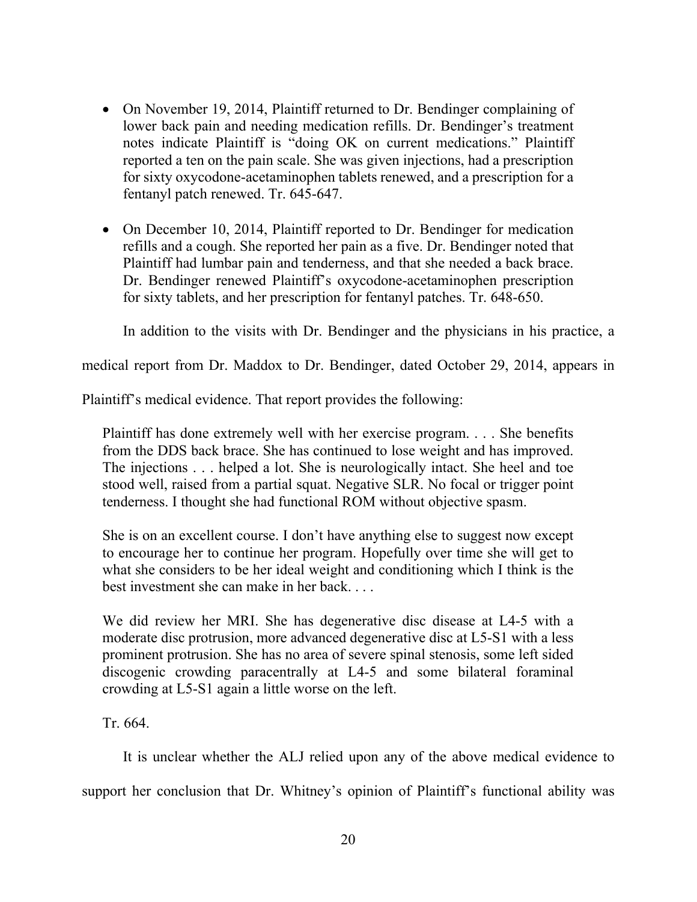- On November 19, 2014, Plaintiff returned to Dr. Bendinger complaining of lower back pain and needing medication refills. Dr. Bendinger's treatment notes indicate Plaintiff is "doing OK on current medications." Plaintiff reported a ten on the pain scale. She was given injections, had a prescription for sixty oxycodone-acetaminophen tablets renewed, and a prescription for a fentanyl patch renewed. Tr. 645-647.

- On December 10, 2014, Plaintiff reported to Dr. Bendinger for medication refills and a cough. She reported her pain as a five. Dr. Bendinger noted that Plaintiff had lumbar pain and tenderness, and that she needed a back brace. Dr. Bendinger renewed Plaintiff's oxycodone-acetaminophen prescription for sixty tablets, and her prescription for fentanyl patches. Tr. 648-650.

In addition to the visits with Dr. Bendinger and the physicians in his practice, a medical report from Dr. Maddox to Dr. Bendinger, dated October 29, 2014, appears in Plaintiff's medical evidence. That report provides the following:

> Plaintiff has done extremely well with her exercise program. . . . She benefits from the DDS back brace. She has continued to lose weight and has improved. The injections . . . helped a lot. She is neurologically intact. She heel and toe stood well, raised from a partial squat. Negative SLR. No focal or trigger point tenderness. I thought she had functional ROM without objective spasm.
>
> She is on an excellent course. I don't have anything else to suggest now except to encourage her to continue her program. Hopefully over time she will get to what she considers to be her ideal weight and conditioning which I think is the best investment she can make in her back. . . .
>
> We did review her MRI. She has degenerative disc disease at L4-5 with a moderate disc protrusion, more advanced degenerative disc at L5-S1 with a less prominent protrusion. She has no area of severe spinal stenosis, some left sided discogenic crowding paracentrally at L4-5 and some bilateral foraminal crowding at L5-S1 again a little worse on the left.
>
> Tr. 664.

It is unclear whether the ALJ relied upon any of the above medical evidence to support her conclusion that Dr. Whitney's opinion of Plaintiff's functional ability was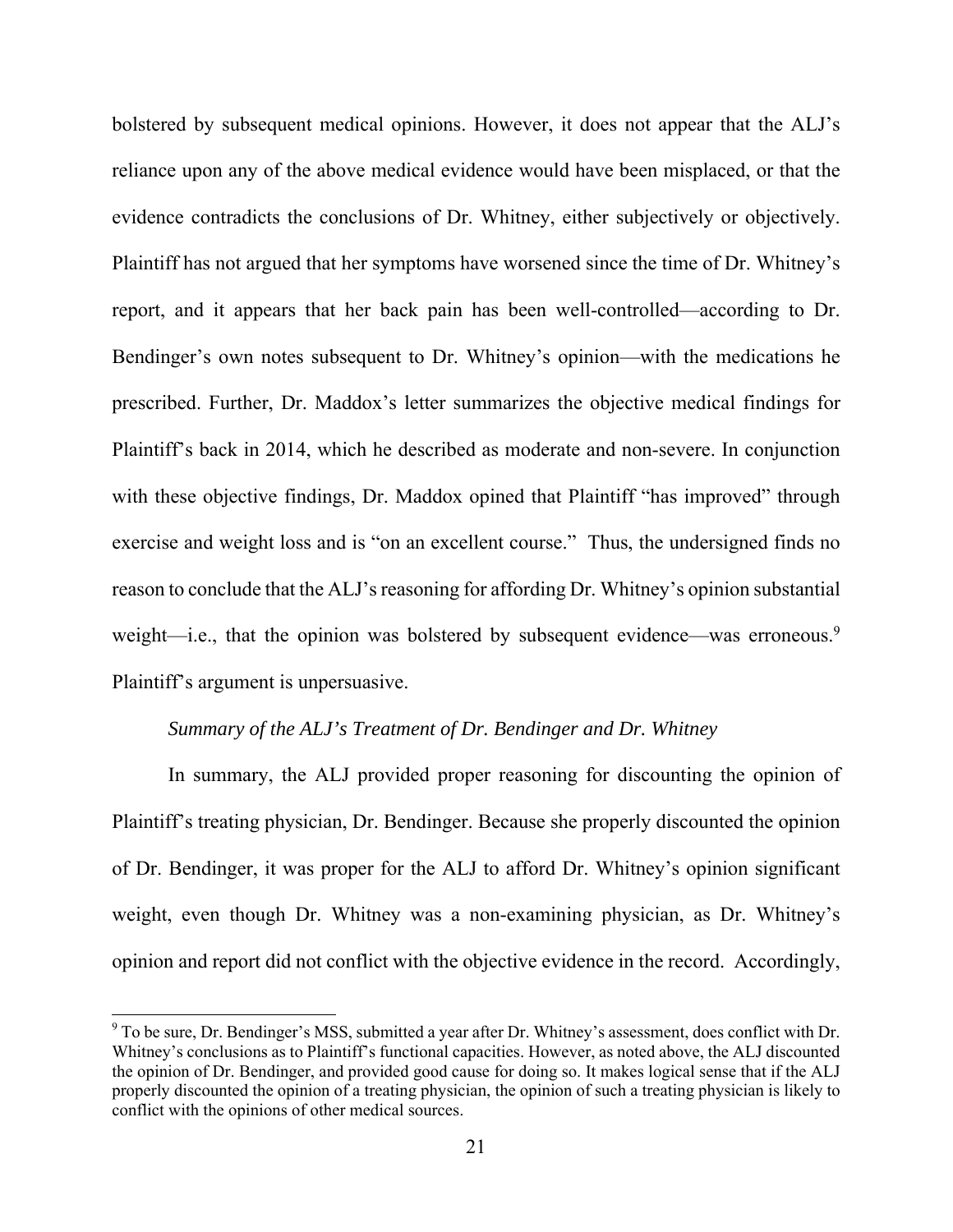bolstered by subsequent medical opinions. However, it does not appear that the ALJ's reliance upon any of the above medical evidence would have been misplaced, or that the evidence contradicts the conclusions of Dr. Whitney, either subjectively or objectively. Plaintiff has not argued that her symptoms have worsened since the time of Dr. Whitney's report, and it appears that her back pain has been well-controlled—according to Dr. Bendinger's own notes subsequent to Dr. Whitney's opinion—with the medications he prescribed. Further, Dr. Maddox's letter summarizes the objective medical findings for Plaintiff's back in 2014, which he described as moderate and non-severe. In conjunction with these objective findings, Dr. Maddox opined that Plaintiff "has improved" through exercise and weight loss and is "on an excellent course." Thus, the undersigned finds no reason to conclude that the ALJ's reasoning for affording Dr. Whitney's opinion substantial weight—i.e., that the opinion was bolstered by subsequent evidence—was erroneous.[9] Plaintiff's argument is unpersuasive.

*Summary of the ALJ's Treatment of Dr. Bendinger and Dr. Whitney*

In summary, the ALJ provided proper reasoning for discounting the opinion of Plaintiff's treating physician, Dr. Bendinger. Because she properly discounted the opinion of Dr. Bendinger, it was proper for the ALJ to afford Dr. Whitney's opinion significant weight, even though Dr. Whitney was a non-examining physician, as Dr. Whitney's opinion and report did not conflict with the objective evidence in the record. Accordingly,

[9] To be sure, Dr. Bendinger's MSS, submitted a year after Dr. Whitney's assessment, does conflict with Dr. Whitney's conclusions as to Plaintiff's functional capacities. However, as noted above, the ALJ discounted the opinion of Dr. Bendinger, and provided good cause for doing so. It makes logical sense that if the ALJ properly discounted the opinion of a treating physician, the opinion of such a treating physician is likely to conflict with the opinions of other medical sources.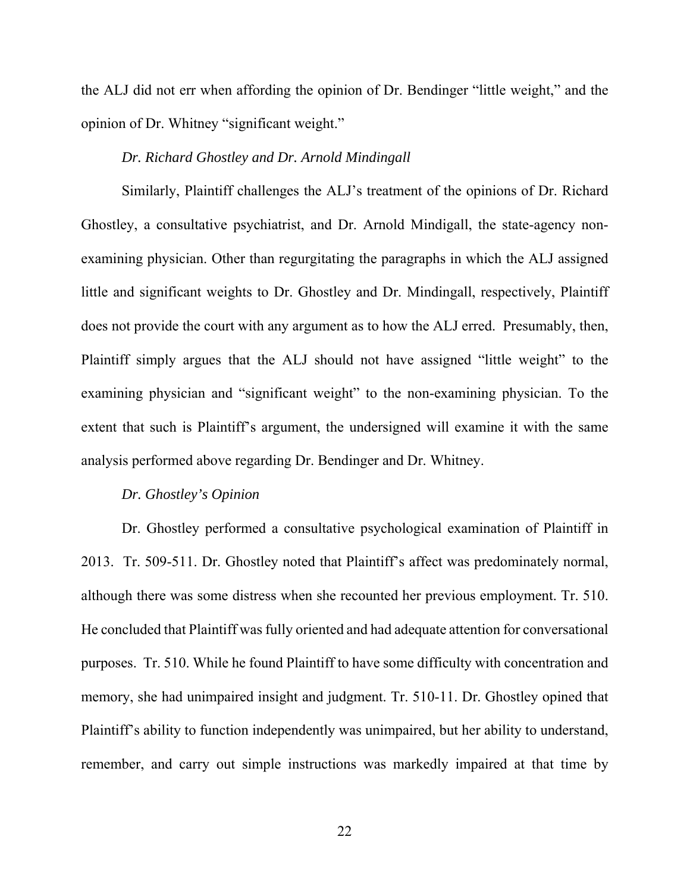the ALJ did not err when affording the opinion of Dr. Bendinger "little weight," and the opinion of Dr. Whitney "significant weight."

*Dr. Richard Ghostley and Dr. Arnold Mindingall*

Similarly, Plaintiff challenges the ALJ's treatment of the opinions of Dr. Richard Ghostley, a consultative psychiatrist, and Dr. Arnold Mindigall, the state-agency non-examining physician. Other than regurgitating the paragraphs in which the ALJ assigned little and significant weights to Dr. Ghostley and Dr. Mindingall, respectively, Plaintiff does not provide the court with any argument as to how the ALJ erred. Presumably, then, Plaintiff simply argues that the ALJ should not have assigned "little weight" to the examining physician and "significant weight" to the non-examining physician. To the extent that such is Plaintiff's argument, the undersigned will examine it with the same analysis performed above regarding Dr. Bendinger and Dr. Whitney.

*Dr. Ghostley's Opinion*

Dr. Ghostley performed a consultative psychological examination of Plaintiff in 2013. Tr. 509-511. Dr. Ghostley noted that Plaintiff's affect was predominately normal, although there was some distress when she recounted her previous employment. Tr. 510. He concluded that Plaintiff was fully oriented and had adequate attention for conversational purposes. Tr. 510. While he found Plaintiff to have some difficulty with concentration and memory, she had unimpaired insight and judgment. Tr. 510-11. Dr. Ghostley opined that Plaintiff's ability to function independently was unimpaired, but her ability to understand, remember, and carry out simple instructions was markedly impaired at that time by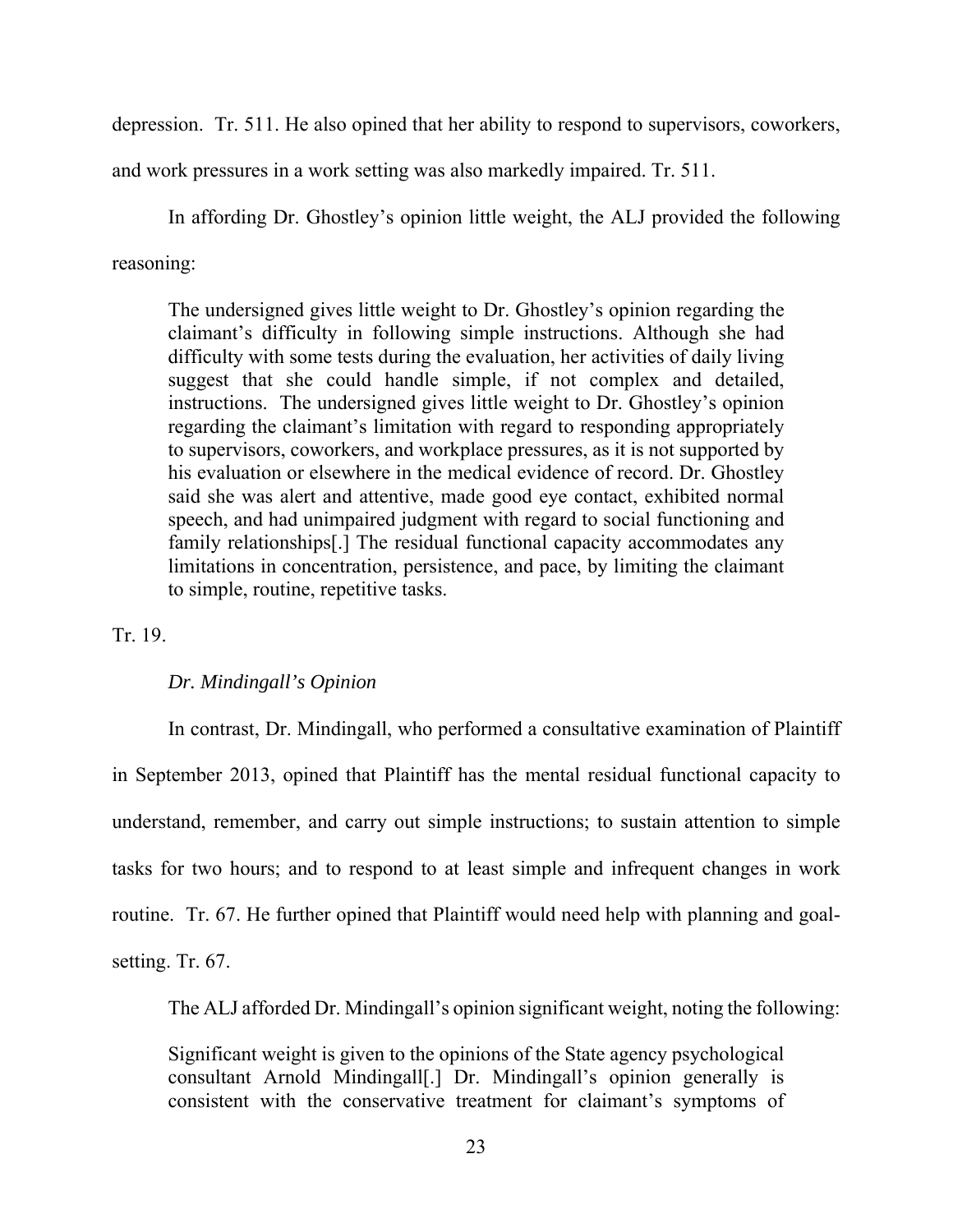depression. Tr. 511. He also opined that her ability to respond to supervisors, coworkers, and work pressures in a work setting was also markedly impaired. Tr. 511.

In affording Dr. Ghostley's opinion little weight, the ALJ provided the following reasoning:

> The undersigned gives little weight to Dr. Ghostley's opinion regarding the claimant's difficulty in following simple instructions. Although she had difficulty with some tests during the evaluation, her activities of daily living suggest that she could handle simple, if not complex and detailed, instructions. The undersigned gives little weight to Dr. Ghostley's opinion regarding the claimant's limitation with regard to responding appropriately to supervisors, coworkers, and workplace pressures, as it is not supported by his evaluation or elsewhere in the medical evidence of record. Dr. Ghostley said she was alert and attentive, made good eye contact, exhibited normal speech, and had unimpaired judgment with regard to social functioning and family relationships[.] The residual functional capacity accommodates any limitations in concentration, persistence, and pace, by limiting the claimant to simple, routine, repetitive tasks.

Tr. 19.

*Dr. Mindingall's Opinion*

In contrast, Dr. Mindingall, who performed a consultative examination of Plaintiff in September 2013, opined that Plaintiff has the mental residual functional capacity to understand, remember, and carry out simple instructions; to sustain attention to simple tasks for two hours; and to respond to at least simple and infrequent changes in work routine. Tr. 67. He further opined that Plaintiff would need help with planning and goal-setting. Tr. 67.

The ALJ afforded Dr. Mindingall's opinion significant weight, noting the following:

> Significant weight is given to the opinions of the State agency psychological consultant Arnold Mindingall[.] Dr. Mindingall's opinion generally is consistent with the conservative treatment for claimant's symptoms of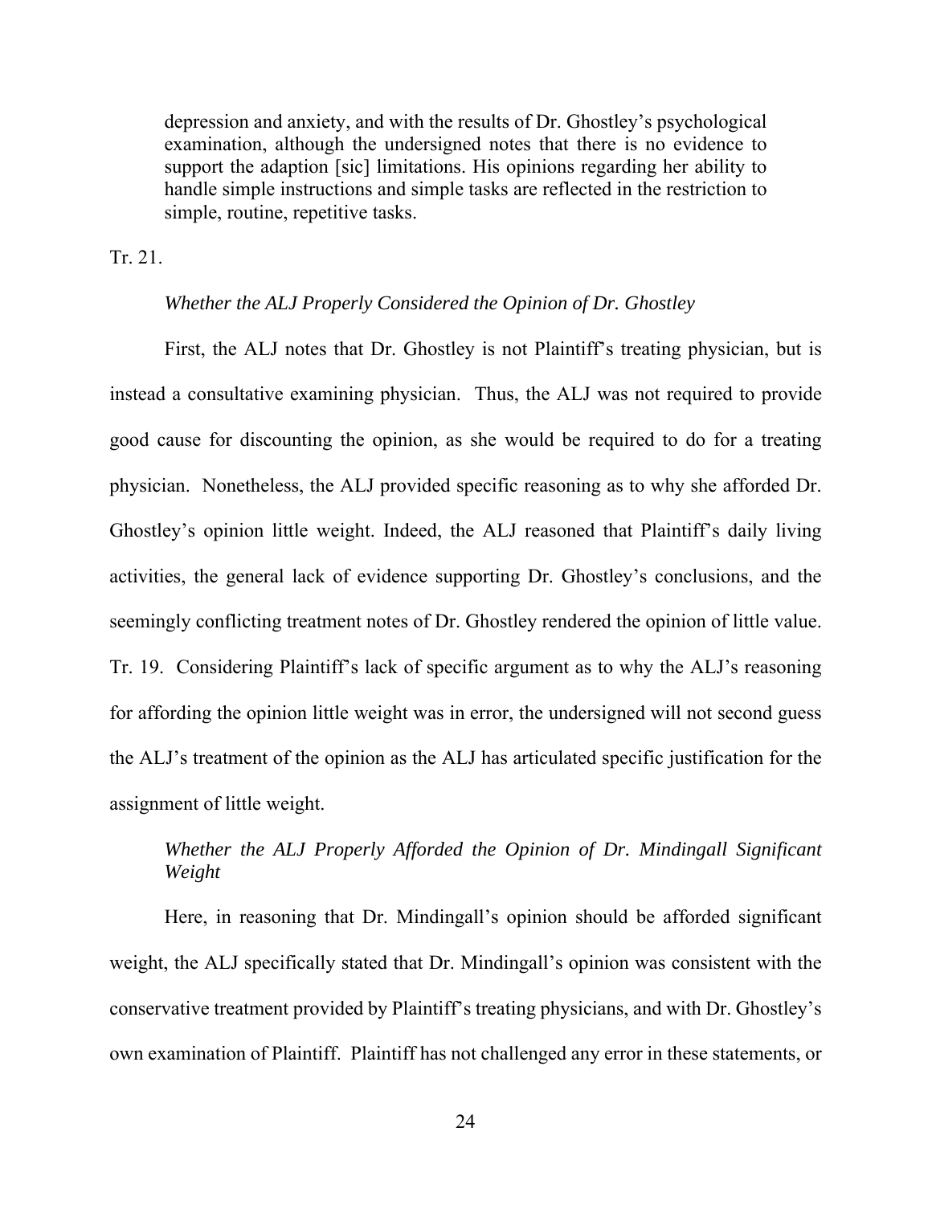> depression and anxiety, and with the results of Dr. Ghostley's psychological examination, although the undersigned notes that there is no evidence to support the adaption [sic] limitations. His opinions regarding her ability to handle simple instructions and simple tasks are reflected in the restriction to simple, routine, repetitive tasks.

Tr. 21.

*Whether the ALJ Properly Considered the Opinion of Dr. Ghostley*

First, the ALJ notes that Dr. Ghostley is not Plaintiff's treating physician, but is instead a consultative examining physician. Thus, the ALJ was not required to provide good cause for discounting the opinion, as she would be required to do for a treating physician. Nonetheless, the ALJ provided specific reasoning as to why she afforded Dr. Ghostley's opinion little weight. Indeed, the ALJ reasoned that Plaintiff's daily living activities, the general lack of evidence supporting Dr. Ghostley's conclusions, and the seemingly conflicting treatment notes of Dr. Ghostley rendered the opinion of little value. Tr. 19. Considering Plaintiff's lack of specific argument as to why the ALJ's reasoning for affording the opinion little weight was in error, the undersigned will not second guess the ALJ's treatment of the opinion as the ALJ has articulated specific justification for the assignment of little weight.

*Whether the ALJ Properly Afforded the Opinion of Dr. Mindingall Significant Weight*

Here, in reasoning that Dr. Mindingall's opinion should be afforded significant weight, the ALJ specifically stated that Dr. Mindingall's opinion was consistent with the conservative treatment provided by Plaintiff's treating physicians, and with Dr. Ghostley's own examination of Plaintiff. Plaintiff has not challenged any error in these statements, or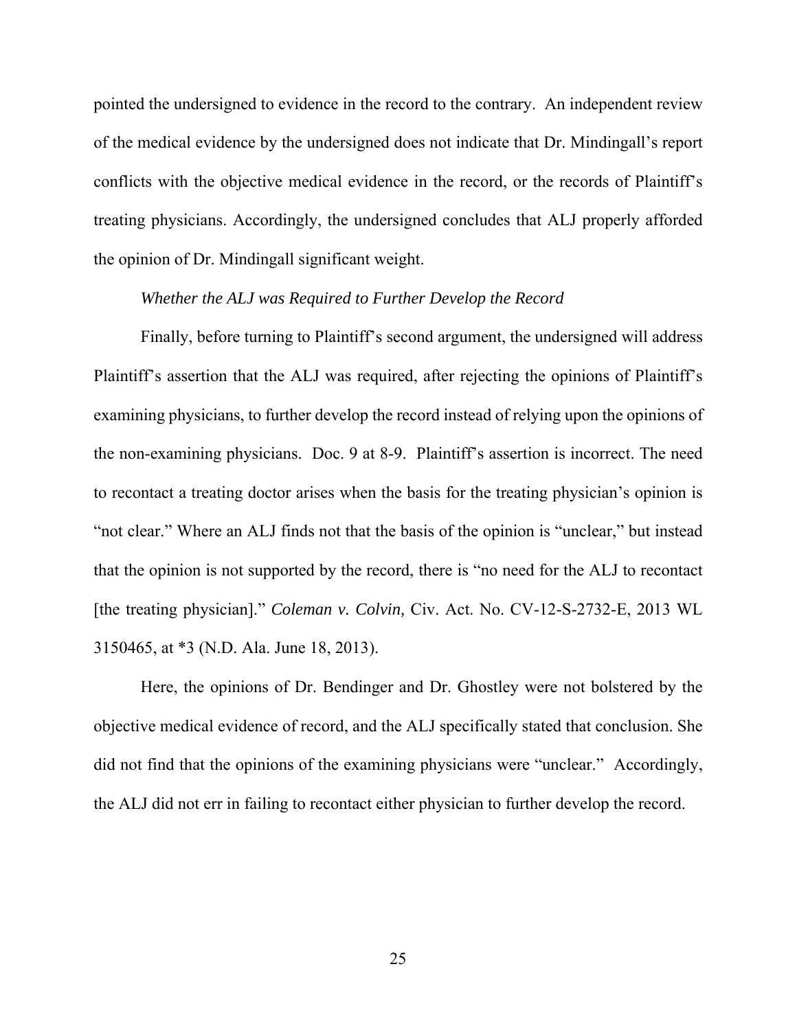pointed the undersigned to evidence in the record to the contrary. An independent review of the medical evidence by the undersigned does not indicate that Dr. Mindingall's report conflicts with the objective medical evidence in the record, or the records of Plaintiff's treating physicians. Accordingly, the undersigned concludes that ALJ properly afforded the opinion of Dr. Mindingall significant weight.

*Whether the ALJ was Required to Further Develop the Record*

Finally, before turning to Plaintiff's second argument, the undersigned will address Plaintiff's assertion that the ALJ was required, after rejecting the opinions of Plaintiff's examining physicians, to further develop the record instead of relying upon the opinions of the non-examining physicians. Doc. 9 at 8-9. Plaintiff's assertion is incorrect. The need to recontact a treating doctor arises when the basis for the treating physician's opinion is "not clear." Where an ALJ finds not that the basis of the opinion is "unclear," but instead that the opinion is not supported by the record, there is "no need for the ALJ to recontact [the treating physician]." *Coleman v. Colvin,* Civ. Act. No. CV-12-S-2732-E, 2013 WL 3150465, at *3 (N.D. Ala. June 18, 2013).

Here, the opinions of Dr. Bendinger and Dr. Ghostley were not bolstered by the objective medical evidence of record, and the ALJ specifically stated that conclusion. She did not find that the opinions of the examining physicians were "unclear." Accordingly, the ALJ did not err in failing to recontact either physician to further develop the record.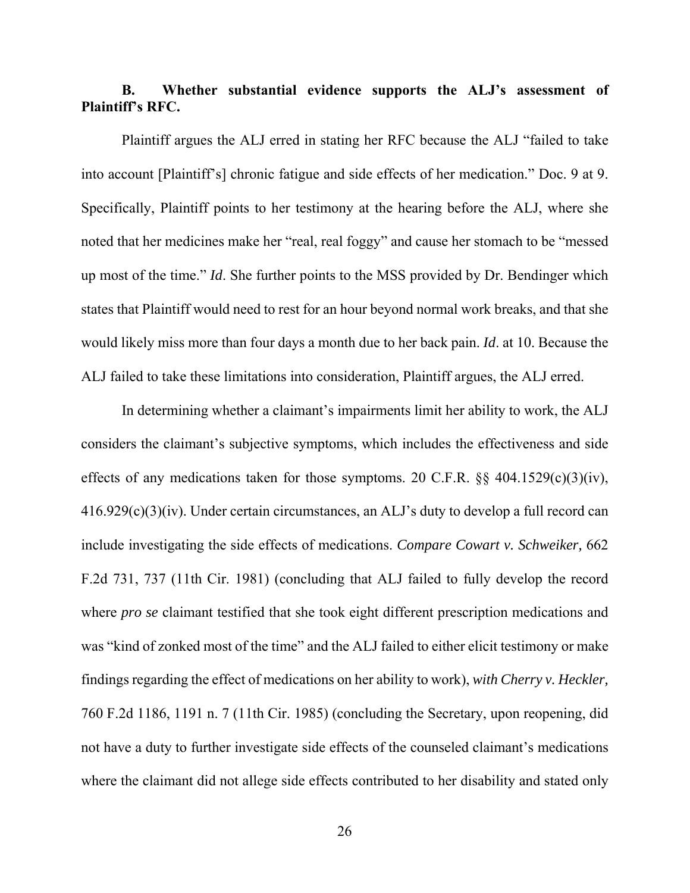**B. Whether substantial evidence supports the ALJ's assessment of Plaintiff's RFC.**

Plaintiff argues the ALJ erred in stating her RFC because the ALJ "failed to take into account [Plaintiff's] chronic fatigue and side effects of her medication." Doc. 9 at 9. Specifically, Plaintiff points to her testimony at the hearing before the ALJ, where she noted that her medicines make her "real, real foggy" and cause her stomach to be "messed up most of the time." *Id*. She further points to the MSS provided by Dr. Bendinger which states that Plaintiff would need to rest for an hour beyond normal work breaks, and that she would likely miss more than four days a month due to her back pain. *Id*. at 10. Because the ALJ failed to take these limitations into consideration, Plaintiff argues, the ALJ erred.

In determining whether a claimant's impairments limit her ability to work, the ALJ considers the claimant's subjective symptoms, which includes the effectiveness and side effects of any medications taken for those symptoms. 20 C.F.R. §§ 404.1529(c)(3)(iv), 416.929(c)(3)(iv). Under certain circumstances, an ALJ's duty to develop a full record can include investigating the side effects of medications. *Compare Cowart v. Schweiker,* 662 F.2d 731, 737 (11th Cir. 1981) (concluding that ALJ failed to fully develop the record where *pro se* claimant testified that she took eight different prescription medications and was "kind of zonked most of the time" and the ALJ failed to either elicit testimony or make findings regarding the effect of medications on her ability to work), *with Cherry v. Heckler,* 760 F.2d 1186, 1191 n. 7 (11th Cir. 1985) (concluding the Secretary, upon reopening, did not have a duty to further investigate side effects of the counseled claimant's medications where the claimant did not allege side effects contributed to her disability and stated only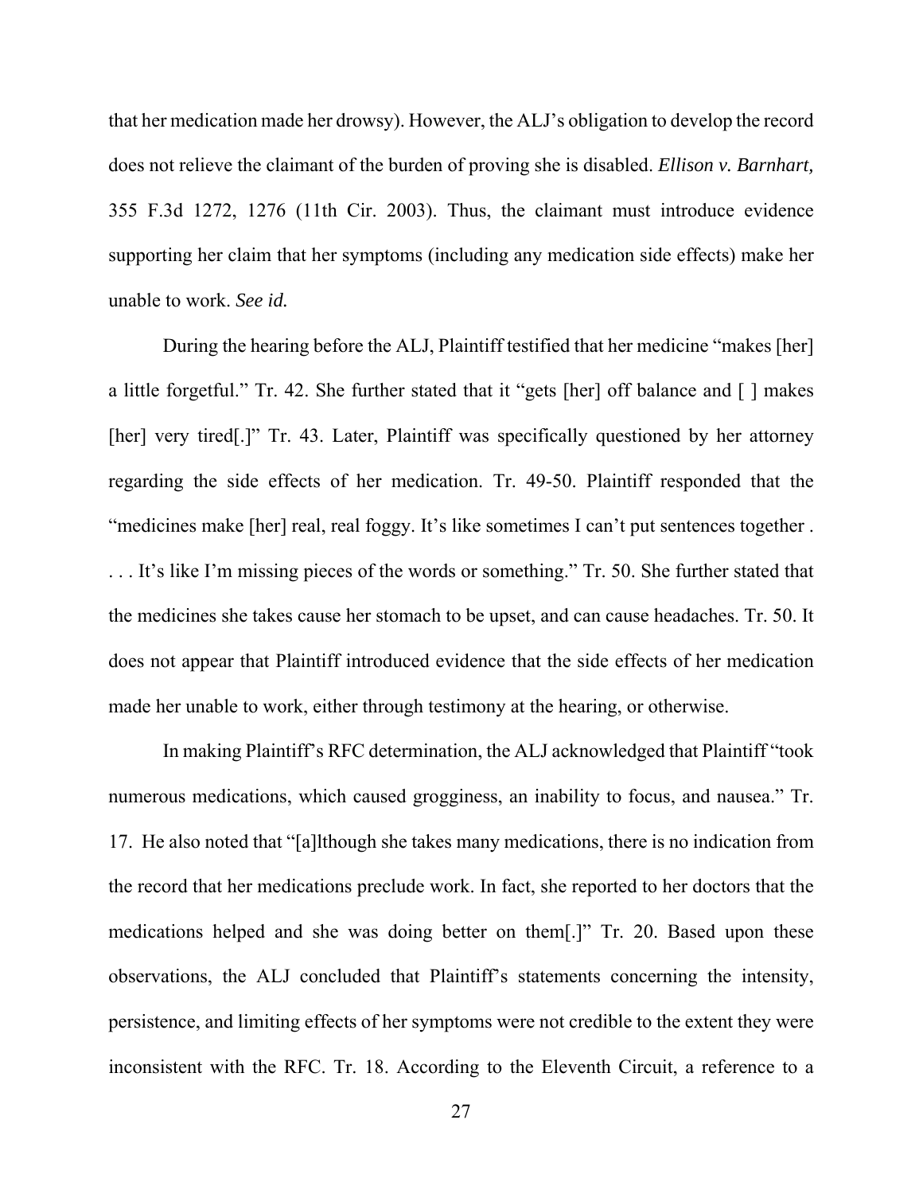that her medication made her drowsy). However, the ALJ's obligation to develop the record does not relieve the claimant of the burden of proving she is disabled. *Ellison v. Barnhart,* 355 F.3d 1272, 1276 (11th Cir. 2003). Thus, the claimant must introduce evidence supporting her claim that her symptoms (including any medication side effects) make her unable to work. *See id.*

During the hearing before the ALJ, Plaintiff testified that her medicine "makes [her] a little forgetful." Tr. 42. She further stated that it "gets [her] off balance and [ ] makes [her] very tired[.]" Tr. 43. Later, Plaintiff was specifically questioned by her attorney regarding the side effects of her medication. Tr. 49-50. Plaintiff responded that the "medicines make [her] real, real foggy. It's like sometimes I can't put sentences together . . . . It's like I'm missing pieces of the words or something." Tr. 50. She further stated that the medicines she takes cause her stomach to be upset, and can cause headaches. Tr. 50. It does not appear that Plaintiff introduced evidence that the side effects of her medication made her unable to work, either through testimony at the hearing, or otherwise.

In making Plaintiff's RFC determination, the ALJ acknowledged that Plaintiff "took numerous medications, which caused grogginess, an inability to focus, and nausea." Tr. 17. He also noted that "[a]lthough she takes many medications, there is no indication from the record that her medications preclude work. In fact, she reported to her doctors that the medications helped and she was doing better on them[.]" Tr. 20. Based upon these observations, the ALJ concluded that Plaintiff's statements concerning the intensity, persistence, and limiting effects of her symptoms were not credible to the extent they were inconsistent with the RFC. Tr. 18. According to the Eleventh Circuit, a reference to a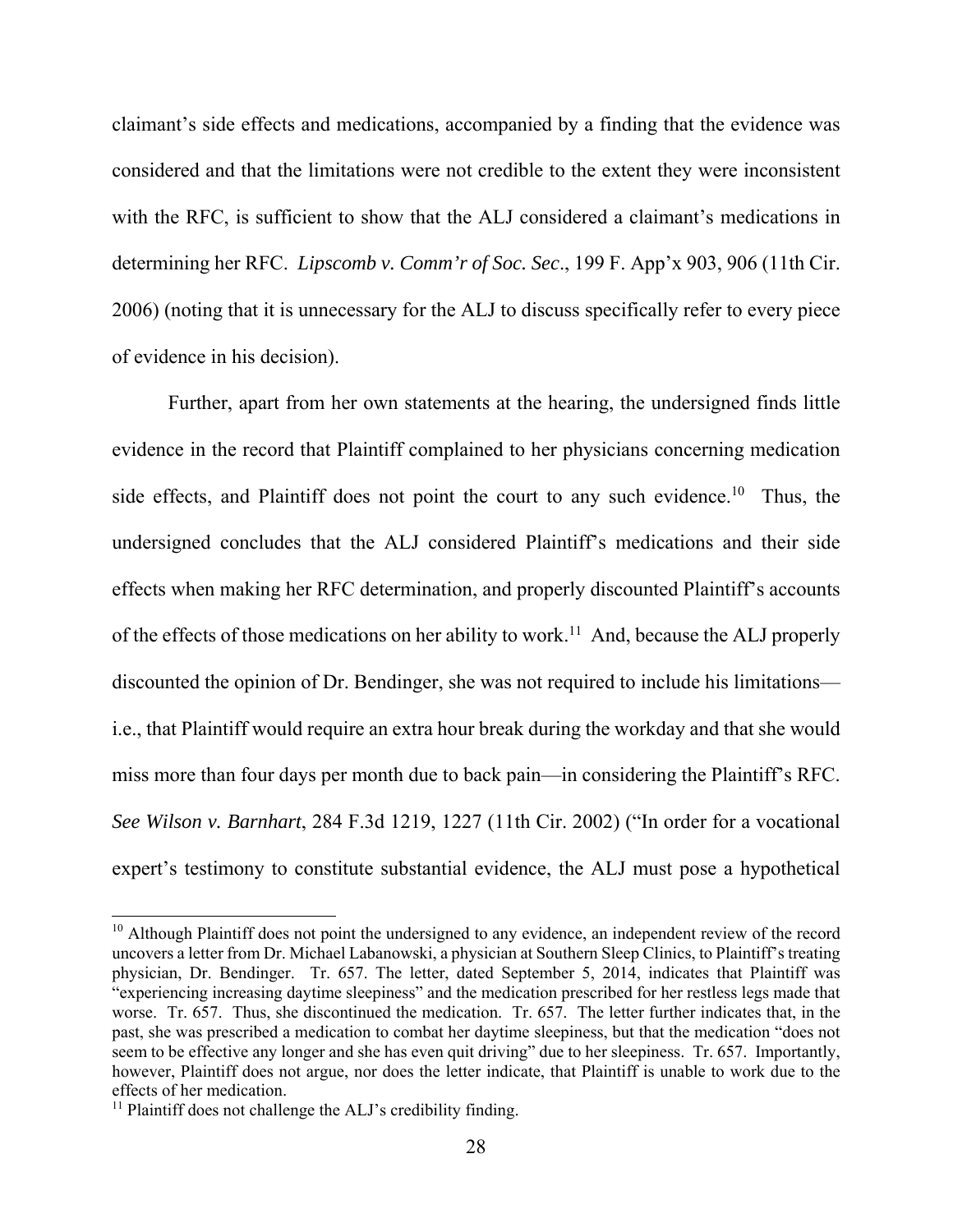claimant's side effects and medications, accompanied by a finding that the evidence was considered and that the limitations were not credible to the extent they were inconsistent with the RFC, is sufficient to show that the ALJ considered a claimant's medications in determining her RFC. *Lipscomb v. Comm'r of Soc. Sec*., 199 F. App'x 903, 906 (11th Cir. 2006) (noting that it is unnecessary for the ALJ to discuss specifically refer to every piece of evidence in his decision).

Further, apart from her own statements at the hearing, the undersigned finds little evidence in the record that Plaintiff complained to her physicians concerning medication side effects, and Plaintiff does not point the court to any such evidence.[10] Thus, the undersigned concludes that the ALJ considered Plaintiff's medications and their side effects when making her RFC determination, and properly discounted Plaintiff's accounts of the effects of those medications on her ability to work.[11] And, because the ALJ properly discounted the opinion of Dr. Bendinger, she was not required to include his limitations—i.e., that Plaintiff would require an extra hour break during the workday and that she would miss more than four days per month due to back pain—in considering the Plaintiff's RFC. *See Wilson v. Barnhart*, 284 F.3d 1219, 1227 (11th Cir. 2002) ("In order for a vocational expert's testimony to constitute substantial evidence, the ALJ must pose a hypothetical

---

[10] Although Plaintiff does not point the undersigned to any evidence, an independent review of the record uncovers a letter from Dr. Michael Labanowski, a physician at Southern Sleep Clinics, to Plaintiff's treating physician, Dr. Bendinger. Tr. 657. The letter, dated September 5, 2014, indicates that Plaintiff was "experiencing increasing daytime sleepiness" and the medication prescribed for her restless legs made that worse. Tr. 657. Thus, she discontinued the medication. Tr. 657. The letter further indicates that, in the past, she was prescribed a medication to combat her daytime sleepiness, but that the medication "does not seem to be effective any longer and she has even quit driving" due to her sleepiness. Tr. 657. Importantly, however, Plaintiff does not argue, nor does the letter indicate, that Plaintiff is unable to work due to the effects of her medication.

[11] Plaintiff does not challenge the ALJ's credibility finding.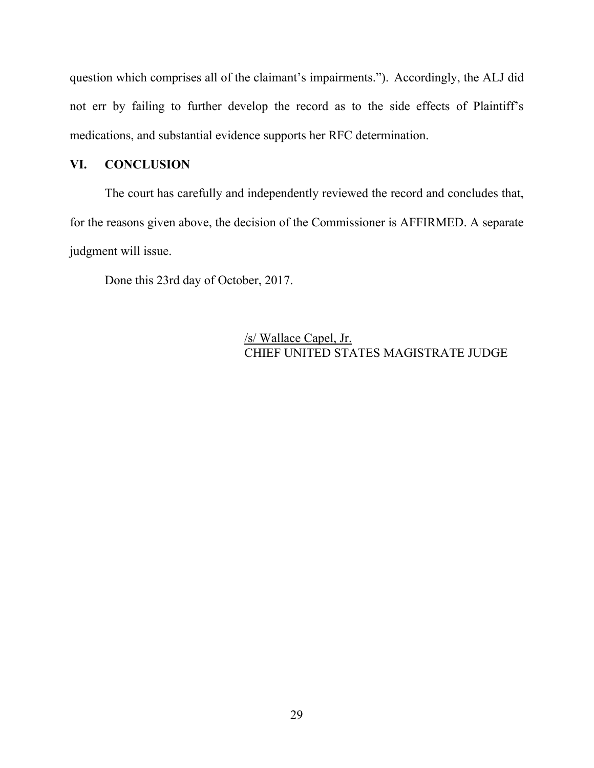question which comprises all of the claimant's impairments."). Accordingly, the ALJ did not err by failing to further develop the record as to the side effects of Plaintiff's medications, and substantial evidence supports her RFC determination.

## VI. CONCLUSION

The court has carefully and independently reviewed the record and concludes that, for the reasons given above, the decision of the Commissioner is AFFIRMED. A separate judgment will issue.

Done this 23rd day of October, 2017.

/s/ Wallace Capel, Jr.
CHIEF UNITED STATES MAGISTRATE JUDGE